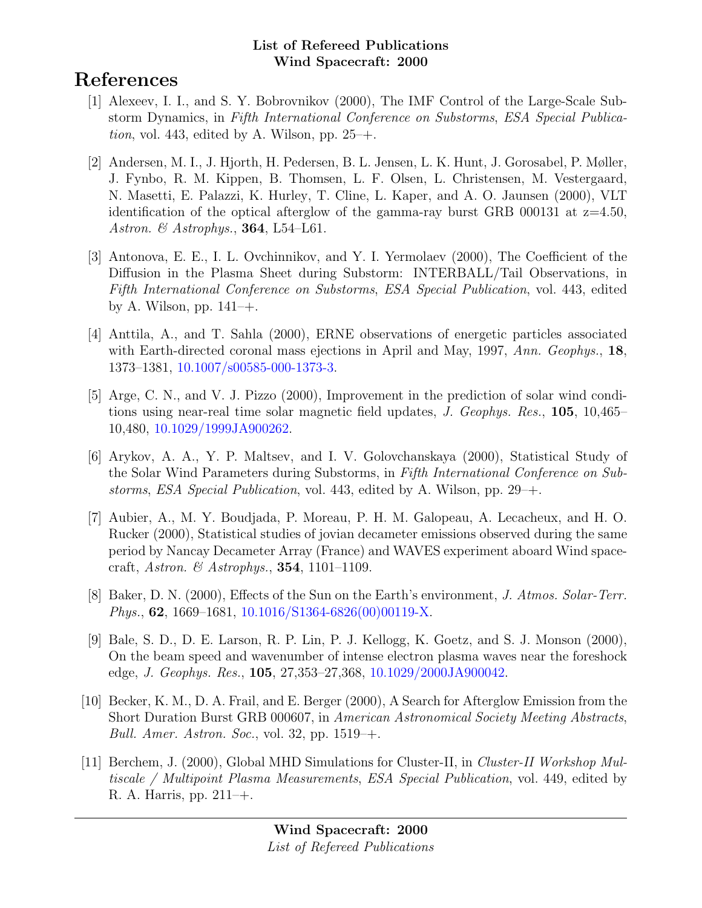**List of Refereed Publications**
**Wind Spacecraft: 2000**

# References

[1] Alexeev, I. I., and S. Y. Bobrovnikov (2000), The IMF Control of the Large-Scale Substorm Dynamics, in *Fifth International Conference on Substorms*, *ESA Special Publication*, vol. 443, edited by A. Wilson, pp. 25–+.

[2] Andersen, M. I., J. Hjorth, H. Pedersen, B. L. Jensen, L. K. Hunt, J. Gorosabel, P. Møller, J. Fynbo, R. M. Kippen, B. Thomsen, L. F. Olsen, L. Christensen, M. Vestergaard, N. Masetti, E. Palazzi, K. Hurley, T. Cline, L. Kaper, and A. O. Jaunsen (2000), VLT identification of the optical afterglow of the gamma-ray burst GRB 000131 at z=4.50, *Astron. & Astrophys.*, **364**, L54–L61.

[3] Antonova, E. E., I. L. Ovchinnikov, and Y. I. Yermolaev (2000), The Coefficient of the Diffusion in the Plasma Sheet during Substorm: INTERBALL/Tail Observations, in *Fifth International Conference on Substorms*, *ESA Special Publication*, vol. 443, edited by A. Wilson, pp. 141–+.

[4] Anttila, A., and T. Sahla (2000), ERNE observations of energetic particles associated with Earth-directed coronal mass ejections in April and May, 1997, *Ann. Geophys.*, **18**, 1373–1381, 10.1007/s00585-000-1373-3.

[5] Arge, C. N., and V. J. Pizzo (2000), Improvement in the prediction of solar wind conditions using near-real time solar magnetic field updates, *J. Geophys. Res.*, **105**, 10,465–10,480, 10.1029/1999JA900262.

[6] Arykov, A. A., Y. P. Maltsev, and I. V. Golovchanskaya (2000), Statistical Study of the Solar Wind Parameters during Substorms, in *Fifth International Conference on Substorms*, *ESA Special Publication*, vol. 443, edited by A. Wilson, pp. 29–+.

[7] Aubier, A., M. Y. Boudjada, P. Moreau, P. H. M. Galopeau, A. Lecacheux, and H. O. Rucker (2000), Statistical studies of jovian decameter emissions observed during the same period by Nancay Decameter Array (France) and WAVES experiment aboard Wind spacecraft, *Astron. & Astrophys.*, **354**, 1101–1109.

[8] Baker, D. N. (2000), Effects of the Sun on the Earth's environment, *J. Atmos. Solar-Terr. Phys.*, **62**, 1669–1681, 10.1016/S1364-6826(00)00119-X.

[9] Bale, S. D., D. E. Larson, R. P. Lin, P. J. Kellogg, K. Goetz, and S. J. Monson (2000), On the beam speed and wavenumber of intense electron plasma waves near the foreshock edge, *J. Geophys. Res.*, **105**, 27,353–27,368, 10.1029/2000JA900042.

[10] Becker, K. M., D. A. Frail, and E. Berger (2000), A Search for Afterglow Emission from the Short Duration Burst GRB 000607, in *American Astronomical Society Meeting Abstracts*, *Bull. Amer. Astron. Soc.*, vol. 32, pp. 1519–+.

[11] Berchem, J. (2000), Global MHD Simulations for Cluster-II, in *Cluster-II Workshop Multiscale / Multipoint Plasma Measurements*, *ESA Special Publication*, vol. 449, edited by R. A. Harris, pp. 211–+.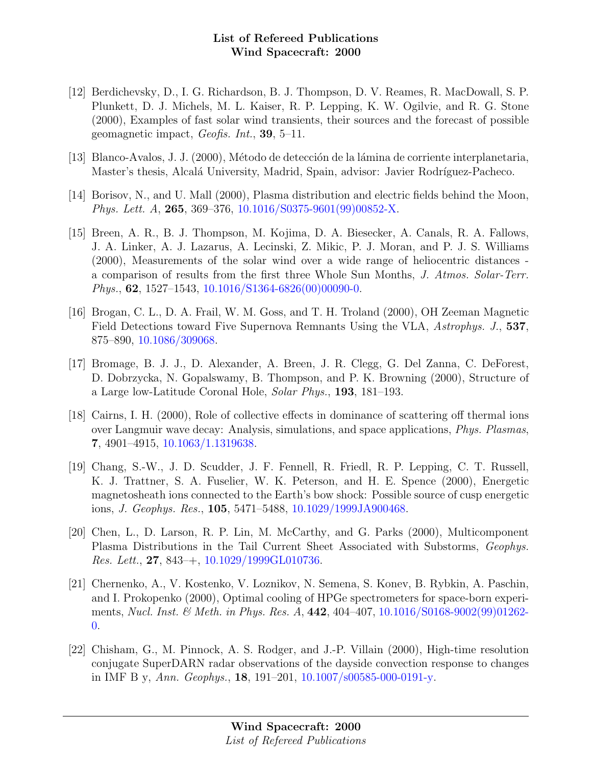[12] Berdichevsky, D., I. G. Richardson, B. J. Thompson, D. V. Reames, R. MacDowall, S. P. Plunkett, D. J. Michels, M. L. Kaiser, R. P. Lepping, K. W. Ogilvie, and R. G. Stone (2000), Examples of fast solar wind transients, their sources and the forecast of possible geomagnetic impact, *Geofis. Int.*, **39**, 5–11.

[13] Blanco-Avalos, J. J. (2000), Método de detección de la lámina de corriente interplanetaria, Master's thesis, Alcalá University, Madrid, Spain, advisor: Javier Rodríguez-Pacheco.

[14] Borisov, N., and U. Mall (2000), Plasma distribution and electric fields behind the Moon, *Phys. Lett. A*, **265**, 369–376, 10.1016/S0375-9601(99)00852-X.

[15] Breen, A. R., B. J. Thompson, M. Kojima, D. A. Biesecker, A. Canals, R. A. Fallows, J. A. Linker, A. J. Lazarus, A. Lecinski, Z. Mikic, P. J. Moran, and P. J. S. Williams (2000), Measurements of the solar wind over a wide range of heliocentric distances - a comparison of results from the first three Whole Sun Months, *J. Atmos. Solar-Terr. Phys.*, **62**, 1527–1543, 10.1016/S1364-6826(00)00090-0.

[16] Brogan, C. L., D. A. Frail, W. M. Goss, and T. H. Troland (2000), OH Zeeman Magnetic Field Detections toward Five Supernova Remnants Using the VLA, *Astrophys. J.*, **537**, 875–890, 10.1086/309068.

[17] Bromage, B. J. J., D. Alexander, A. Breen, J. R. Clegg, G. Del Zanna, C. DeForest, D. Dobrzycka, N. Gopalswamy, B. Thompson, and P. K. Browning (2000), Structure of a Large low-Latitude Coronal Hole, *Solar Phys.*, **193**, 181–193.

[18] Cairns, I. H. (2000), Role of collective effects in dominance of scattering off thermal ions over Langmuir wave decay: Analysis, simulations, and space applications, *Phys. Plasmas*, **7**, 4901–4915, 10.1063/1.1319638.

[19] Chang, S.-W., J. D. Scudder, J. F. Fennell, R. Friedl, R. P. Lepping, C. T. Russell, K. J. Trattner, S. A. Fuselier, W. K. Peterson, and H. E. Spence (2000), Energetic magnetosheath ions connected to the Earth's bow shock: Possible source of cusp energetic ions, *J. Geophys. Res.*, **105**, 5471–5488, 10.1029/1999JA900468.

[20] Chen, L., D. Larson, R. P. Lin, M. McCarthy, and G. Parks (2000), Multicomponent Plasma Distributions in the Tail Current Sheet Associated with Substorms, *Geophys. Res. Lett.*, **27**, 843–+, 10.1029/1999GL010736.

[21] Chernenko, A., V. Kostenko, V. Loznikov, N. Semena, S. Konev, B. Rybkin, A. Paschin, and I. Prokopenko (2000), Optimal cooling of HPGe spectrometers for space-born experiments, *Nucl. Inst. & Meth. in Phys. Res. A*, **442**, 404–407, 10.1016/S0168-9002(99)01262-0.

[22] Chisham, G., M. Pinnock, A. S. Rodger, and J.-P. Villain (2000), High-time resolution conjugate SuperDARN radar observations of the dayside convection response to changes in IMF B y, *Ann. Geophys.*, **18**, 191–201, 10.1007/s00585-000-0191-y.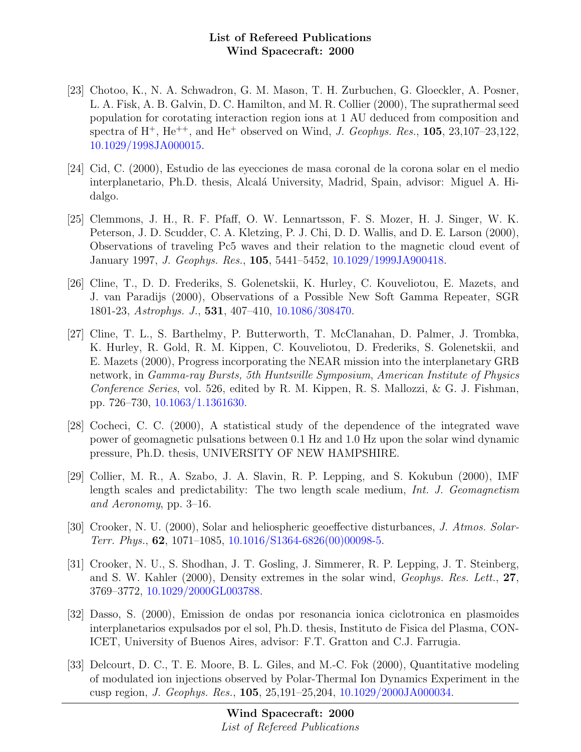[23] Chotoo, K., N. A. Schwadron, G. M. Mason, T. H. Zurbuchen, G. Gloeckler, A. Posner, L. A. Fisk, A. B. Galvin, D. C. Hamilton, and M. R. Collier (2000), The suprathermal seed population for corotating interaction region ions at 1 AU deduced from composition and spectra of $H^+$, $He^{++}$, and $He^+$ observed on Wind, *J. Geophys. Res.*, **105**, 23,107–23,122, 10.1029/1998JA000015.

[24] Cid, C. (2000), Estudio de las eyecciones de masa coronal de la corona solar en el medio interplanetario, Ph.D. thesis, Alcalá University, Madrid, Spain, advisor: Miguel A. Hidalgo.

[25] Clemmons, J. H., R. F. Pfaff, O. W. Lennartsson, F. S. Mozer, H. J. Singer, W. K. Peterson, J. D. Scudder, C. A. Kletzing, P. J. Chi, D. D. Wallis, and D. E. Larson (2000), Observations of traveling Pc5 waves and their relation to the magnetic cloud event of January 1997, *J. Geophys. Res.*, **105**, 5441–5452, 10.1029/1999JA900418.

[26] Cline, T., D. D. Frederiks, S. Golenetskii, K. Hurley, C. Kouveliotou, E. Mazets, and J. van Paradijs (2000), Observations of a Possible New Soft Gamma Repeater, SGR 1801-23, *Astrophys. J.*, **531**, 407–410, 10.1086/308470.

[27] Cline, T. L., S. Barthelmy, P. Butterworth, T. McClanahan, D. Palmer, J. Trombka, K. Hurley, R. Gold, R. M. Kippen, C. Kouveliotou, D. Frederiks, S. Golenetskii, and E. Mazets (2000), Progress incorporating the NEAR mission into the interplanetary GRB network, in *Gamma-ray Bursts, 5th Huntsville Symposium*, *American Institute of Physics Conference Series*, vol. 526, edited by R. M. Kippen, R. S. Mallozzi, & G. J. Fishman, pp. 726–730, 10.1063/1.1361630.

[28] Cocheci, C. C. (2000), A statistical study of the dependence of the integrated wave power of geomagnetic pulsations between 0.1 Hz and 1.0 Hz upon the solar wind dynamic pressure, Ph.D. thesis, UNIVERSITY OF NEW HAMPSHIRE.

[29] Collier, M. R., A. Szabo, J. A. Slavin, R. P. Lepping, and S. Kokubun (2000), IMF length scales and predictability: The two length scale medium, *Int. J. Geomagnetism and Aeronomy*, pp. 3–16.

[30] Crooker, N. U. (2000), Solar and heliospheric geoeffective disturbances, *J. Atmos. Solar-Terr. Phys.*, **62**, 1071–1085, 10.1016/S1364-6826(00)00098-5.

[31] Crooker, N. U., S. Shodhan, J. T. Gosling, J. Simmerer, R. P. Lepping, J. T. Steinberg, and S. W. Kahler (2000), Density extremes in the solar wind, *Geophys. Res. Lett.*, **27**, 3769–3772, 10.1029/2000GL003788.

[32] Dasso, S. (2000), Emision de ondas por resonancia ionica ciclotronica en plasmoides interplanetarios expulsados por el sol, Ph.D. thesis, Instituto de Fisica del Plasma, CONICET, University of Buenos Aires, advisor: F.T. Gratton and C.J. Farrugia.

[33] Delcourt, D. C., T. E. Moore, B. L. Giles, and M.-C. Fok (2000), Quantitative modeling of modulated ion injections observed by Polar-Thermal Ion Dynamics Experiment in the cusp region, *J. Geophys. Res.*, **105**, 25,191–25,204, 10.1029/2000JA000034.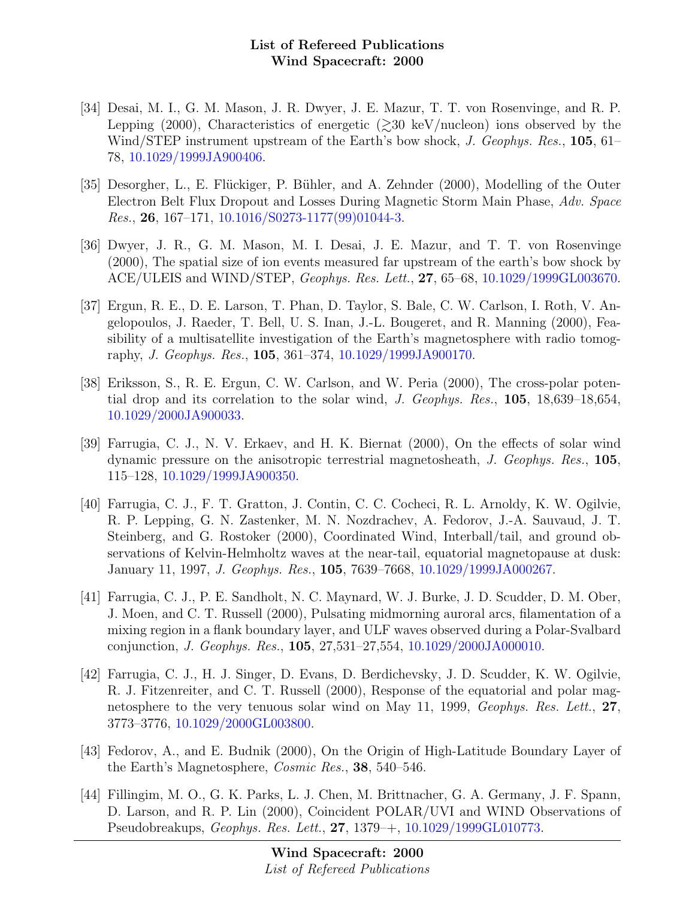[34] Desai, M. I., G. M. Mason, J. R. Dwyer, J. E. Mazur, T. T. von Rosenvinge, and R. P. Lepping (2000), Characteristics of energetic ($\gtrsim$30 keV/nucleon) ions observed by the Wind/STEP instrument upstream of the Earth's bow shock, *J. Geophys. Res.*, **105**, 61–78, 10.1029/1999JA900406.

[35] Desorgher, L., E. Flückiger, P. Bühler, and A. Zehnder (2000), Modelling of the Outer Electron Belt Flux Dropout and Losses During Magnetic Storm Main Phase, *Adv. Space Res.*, **26**, 167–171, 10.1016/S0273-1177(99)01044-3.

[36] Dwyer, J. R., G. M. Mason, M. I. Desai, J. E. Mazur, and T. T. von Rosenvinge (2000), The spatial size of ion events measured far upstream of the earth's bow shock by ACE/ULEIS and WIND/STEP, *Geophys. Res. Lett.*, **27**, 65–68, 10.1029/1999GL003670.

[37] Ergun, R. E., D. E. Larson, T. Phan, D. Taylor, S. Bale, C. W. Carlson, I. Roth, V. Angelopoulos, J. Raeder, T. Bell, U. S. Inan, J.-L. Bougeret, and R. Manning (2000), Feasibility of a multisatellite investigation of the Earth's magnetosphere with radio tomography, *J. Geophys. Res.*, **105**, 361–374, 10.1029/1999JA900170.

[38] Eriksson, S., R. E. Ergun, C. W. Carlson, and W. Peria (2000), The cross-polar potential drop and its correlation to the solar wind, *J. Geophys. Res.*, **105**, 18,639–18,654, 10.1029/2000JA900033.

[39] Farrugia, C. J., N. V. Erkaev, and H. K. Biernat (2000), On the effects of solar wind dynamic pressure on the anisotropic terrestrial magnetosheath, *J. Geophys. Res.*, **105**, 115–128, 10.1029/1999JA900350.

[40] Farrugia, C. J., F. T. Gratton, J. Contin, C. C. Cocheci, R. L. Arnoldy, K. W. Ogilvie, R. P. Lepping, G. N. Zastenker, M. N. Nozdrachev, A. Fedorov, J.-A. Sauvaud, J. T. Steinberg, and G. Rostoker (2000), Coordinated Wind, Interball/tail, and ground observations of Kelvin-Helmholtz waves at the near-tail, equatorial magnetopause at dusk: January 11, 1997, *J. Geophys. Res.*, **105**, 7639–7668, 10.1029/1999JA000267.

[41] Farrugia, C. J., P. E. Sandholt, N. C. Maynard, W. J. Burke, J. D. Scudder, D. M. Ober, J. Moen, and C. T. Russell (2000), Pulsating midmorning auroral arcs, filamentation of a mixing region in a flank boundary layer, and ULF waves observed during a Polar-Svalbard conjunction, *J. Geophys. Res.*, **105**, 27,531–27,554, 10.1029/2000JA000010.

[42] Farrugia, C. J., H. J. Singer, D. Evans, D. Berdichevsky, J. D. Scudder, K. W. Ogilvie, R. J. Fitzenreiter, and C. T. Russell (2000), Response of the equatorial and polar magnetosphere to the very tenuous solar wind on May 11, 1999, *Geophys. Res. Lett.*, **27**, 3773–3776, 10.1029/2000GL003800.

[43] Fedorov, A., and E. Budnik (2000), On the Origin of High-Latitude Boundary Layer of the Earth's Magnetosphere, *Cosmic Res.*, **38**, 540–546.

[44] Fillingim, M. O., G. K. Parks, L. J. Chen, M. Brittnacher, G. A. Germany, J. F. Spann, D. Larson, and R. P. Lin (2000), Coincident POLAR/UVI and WIND Observations of Pseudobreakups, *Geophys. Res. Lett.*, **27**, 1379–+, 10.1029/1999GL010773.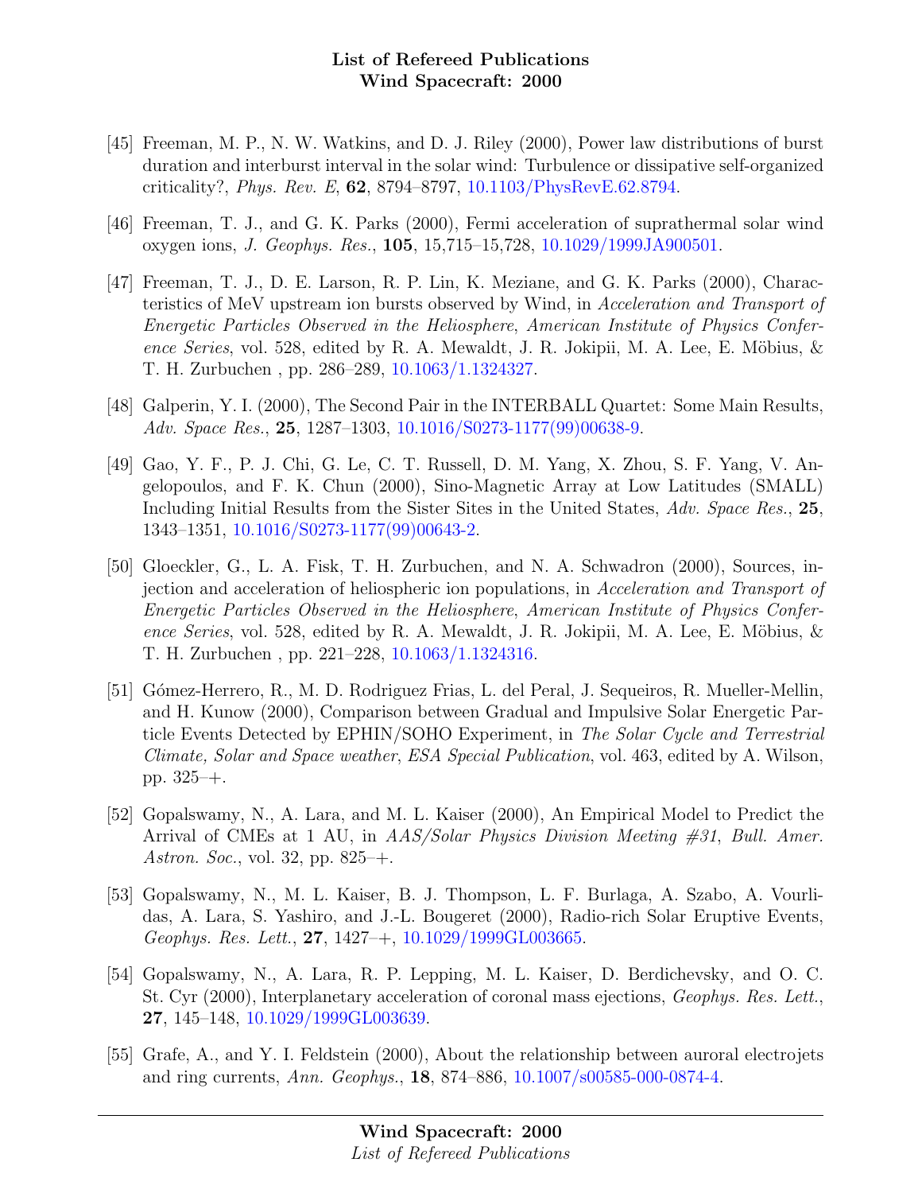[45] Freeman, M. P., N. W. Watkins, and D. J. Riley (2000), Power law distributions of burst duration and interburst interval in the solar wind: Turbulence or dissipative self-organized criticality?, *Phys. Rev. E*, **62**, 8794–8797, 10.1103/PhysRevE.62.8794.

[46] Freeman, T. J., and G. K. Parks (2000), Fermi acceleration of suprathermal solar wind oxygen ions, *J. Geophys. Res.*, **105**, 15,715–15,728, 10.1029/1999JA900501.

[47] Freeman, T. J., D. E. Larson, R. P. Lin, K. Meziane, and G. K. Parks (2000), Characteristics of MeV upstream ion bursts observed by Wind, in *Acceleration and Transport of Energetic Particles Observed in the Heliosphere*, *American Institute of Physics Conference Series*, vol. 528, edited by R. A. Mewaldt, J. R. Jokipii, M. A. Lee, E. Möbius, & T. H. Zurbuchen , pp. 286–289, 10.1063/1.1324327.

[48] Galperin, Y. I. (2000), The Second Pair in the INTERBALL Quartet: Some Main Results, *Adv. Space Res.*, **25**, 1287–1303, 10.1016/S0273-1177(99)00638-9.

[49] Gao, Y. F., P. J. Chi, G. Le, C. T. Russell, D. M. Yang, X. Zhou, S. F. Yang, V. Angelopoulos, and F. K. Chun (2000), Sino-Magnetic Array at Low Latitudes (SMALL) Including Initial Results from the Sister Sites in the United States, *Adv. Space Res.*, **25**, 1343–1351, 10.1016/S0273-1177(99)00643-2.

[50] Gloeckler, G., L. A. Fisk, T. H. Zurbuchen, and N. A. Schwadron (2000), Sources, injection and acceleration of heliospheric ion populations, in *Acceleration and Transport of Energetic Particles Observed in the Heliosphere*, *American Institute of Physics Conference Series*, vol. 528, edited by R. A. Mewaldt, J. R. Jokipii, M. A. Lee, E. Möbius, & T. H. Zurbuchen , pp. 221–228, 10.1063/1.1324316.

[51] Gómez-Herrero, R., M. D. Rodriguez Frias, L. del Peral, J. Sequeiros, R. Mueller-Mellin, and H. Kunow (2000), Comparison between Gradual and Impulsive Solar Energetic Particle Events Detected by EPHIN/SOHO Experiment, in *The Solar Cycle and Terrestrial Climate, Solar and Space weather*, *ESA Special Publication*, vol. 463, edited by A. Wilson, pp. 325–+.

[52] Gopalswamy, N., A. Lara, and M. L. Kaiser (2000), An Empirical Model to Predict the Arrival of CMEs at 1 AU, in *AAS/Solar Physics Division Meeting #31*, *Bull. Amer. Astron. Soc.*, vol. 32, pp. 825–+.

[53] Gopalswamy, N., M. L. Kaiser, B. J. Thompson, L. F. Burlaga, A. Szabo, A. Vourlidas, A. Lara, S. Yashiro, and J.-L. Bougeret (2000), Radio-rich Solar Eruptive Events, *Geophys. Res. Lett.*, **27**, 1427–+, 10.1029/1999GL003665.

[54] Gopalswamy, N., A. Lara, R. P. Lepping, M. L. Kaiser, D. Berdichevsky, and O. C. St. Cyr (2000), Interplanetary acceleration of coronal mass ejections, *Geophys. Res. Lett.*, **27**, 145–148, 10.1029/1999GL003639.

[55] Grafe, A., and Y. I. Feldstein (2000), About the relationship between auroral electrojets and ring currents, *Ann. Geophys.*, **18**, 874–886, 10.1007/s00585-000-0874-4.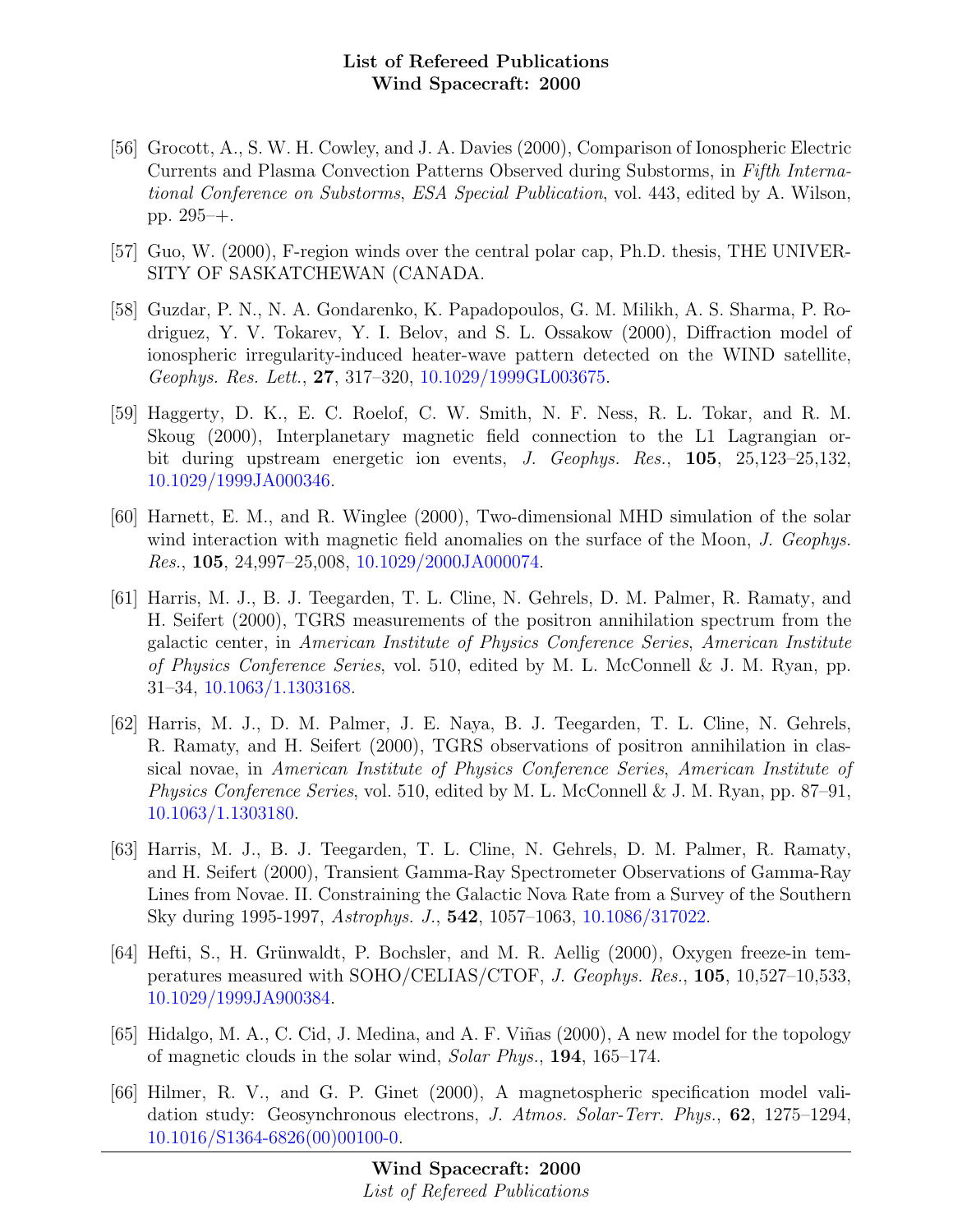[56] Grocott, A., S. W. H. Cowley, and J. A. Davies (2000), Comparison of Ionospheric Electric Currents and Plasma Convection Patterns Observed during Substorms, in *Fifth International Conference on Substorms*, *ESA Special Publication*, vol. 443, edited by A. Wilson, pp. 295–+.

[57] Guo, W. (2000), F-region winds over the central polar cap, Ph.D. thesis, THE UNIVERSITY OF SASKATCHEWAN (CANADA.

[58] Guzdar, P. N., N. A. Gondarenko, K. Papadopoulos, G. M. Milikh, A. S. Sharma, P. Rodriguez, Y. V. Tokarev, Y. I. Belov, and S. L. Ossakow (2000), Diffraction model of ionospheric irregularity-induced heater-wave pattern detected on the WIND satellite, *Geophys. Res. Lett.*, **27**, 317–320, 10.1029/1999GL003675.

[59] Haggerty, D. K., E. C. Roelof, C. W. Smith, N. F. Ness, R. L. Tokar, and R. M. Skoug (2000), Interplanetary magnetic field connection to the L1 Lagrangian orbit during upstream energetic ion events, *J. Geophys. Res.*, **105**, 25,123–25,132, 10.1029/1999JA000346.

[60] Harnett, E. M., and R. Winglee (2000), Two-dimensional MHD simulation of the solar wind interaction with magnetic field anomalies on the surface of the Moon, *J. Geophys. Res.*, **105**, 24,997–25,008, 10.1029/2000JA000074.

[61] Harris, M. J., B. J. Teegarden, T. L. Cline, N. Gehrels, D. M. Palmer, R. Ramaty, and H. Seifert (2000), TGRS measurements of the positron annihilation spectrum from the galactic center, in *American Institute of Physics Conference Series*, *American Institute of Physics Conference Series*, vol. 510, edited by M. L. McConnell & J. M. Ryan, pp. 31–34, 10.1063/1.1303168.

[62] Harris, M. J., D. M. Palmer, J. E. Naya, B. J. Teegarden, T. L. Cline, N. Gehrels, R. Ramaty, and H. Seifert (2000), TGRS observations of positron annihilation in classical novae, in *American Institute of Physics Conference Series*, *American Institute of Physics Conference Series*, vol. 510, edited by M. L. McConnell & J. M. Ryan, pp. 87–91, 10.1063/1.1303180.

[63] Harris, M. J., B. J. Teegarden, T. L. Cline, N. Gehrels, D. M. Palmer, R. Ramaty, and H. Seifert (2000), Transient Gamma-Ray Spectrometer Observations of Gamma-Ray Lines from Novae. II. Constraining the Galactic Nova Rate from a Survey of the Southern Sky during 1995-1997, *Astrophys. J.*, **542**, 1057–1063, 10.1086/317022.

[64] Hefti, S., H. Grünwaldt, P. Bochsler, and M. R. Aellig (2000), Oxygen freeze-in temperatures measured with SOHO/CELIAS/CTOF, *J. Geophys. Res.*, **105**, 10,527–10,533, 10.1029/1999JA900384.

[65] Hidalgo, M. A., C. Cid, J. Medina, and A. F. Viñas (2000), A new model for the topology of magnetic clouds in the solar wind, *Solar Phys.*, **194**, 165–174.

[66] Hilmer, R. V., and G. P. Ginet (2000), A magnetospheric specification model validation study: Geosynchronous electrons, *J. Atmos. Solar-Terr. Phys.*, **62**, 1275–1294, 10.1016/S1364-6826(00)00100-0.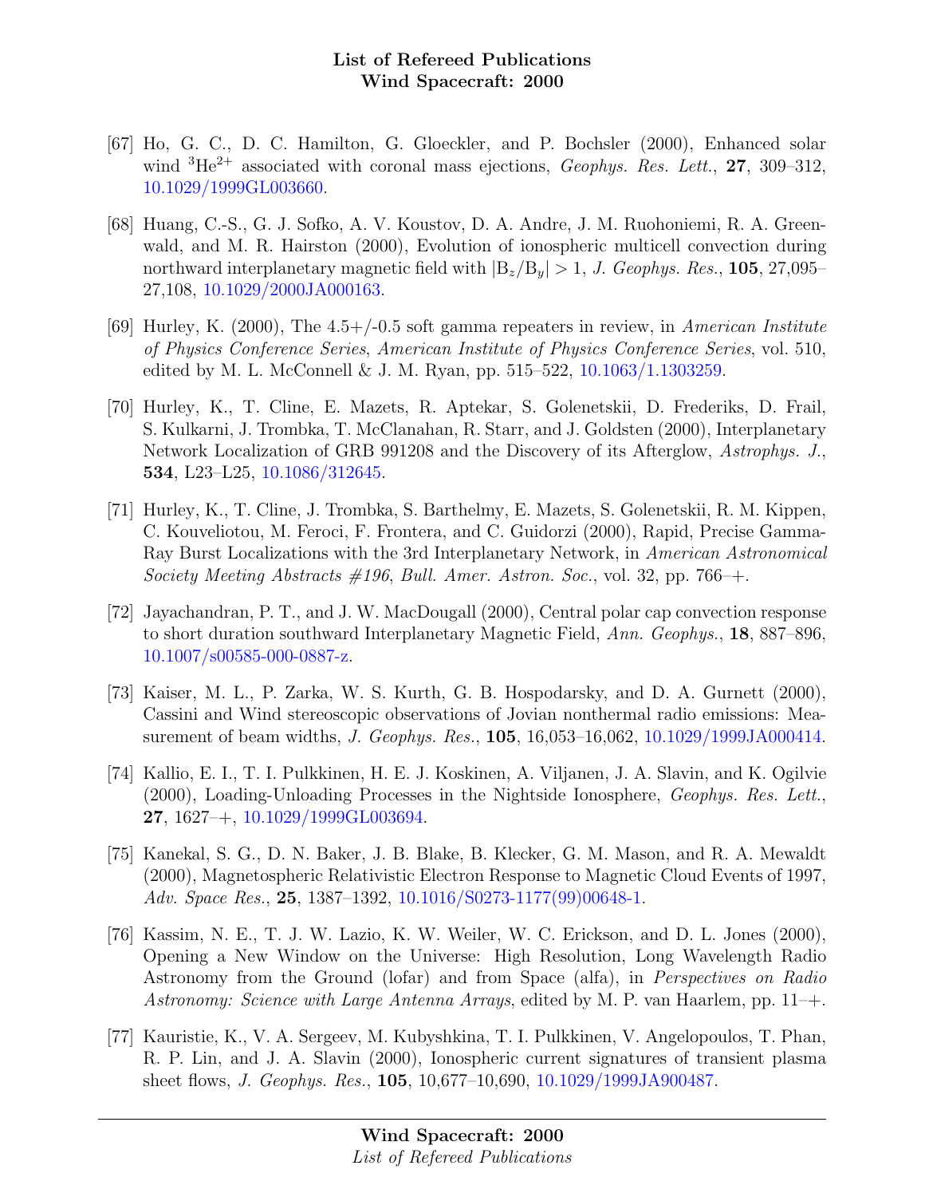[67] Ho, G. C., D. C. Hamilton, G. Gloeckler, and P. Bochsler (2000), Enhanced solar wind $^{3}He^{2+}$ associated with coronal mass ejections, *Geophys. Res. Lett.*, **27**, 309–312, 10.1029/1999GL003660.

[68] Huang, C.-S., G. J. Sofko, A. V. Koustov, D. A. Andre, J. M. Ruohoniemi, R. A. Greenwald, and M. R. Hairston (2000), Evolution of ionospheric multicell convection during northward interplanetary magnetic field with $|B_z/B_y| > 1$, *J. Geophys. Res.*, **105**, 27,095–27,108, 10.1029/2000JA000163.

[69] Hurley, K. (2000), The 4.5+/-0.5 soft gamma repeaters in review, in *American Institute of Physics Conference Series*, *American Institute of Physics Conference Series*, vol. 510, edited by M. L. McConnell & J. M. Ryan, pp. 515–522, 10.1063/1.1303259.

[70] Hurley, K., T. Cline, E. Mazets, R. Aptekar, S. Golenetskii, D. Frederiks, D. Frail, S. Kulkarni, J. Trombka, T. McClanahan, R. Starr, and J. Goldsten (2000), Interplanetary Network Localization of GRB 991208 and the Discovery of its Afterglow, *Astrophys. J.*, **534**, L23–L25, 10.1086/312645.

[71] Hurley, K., T. Cline, J. Trombka, S. Barthelmy, E. Mazets, S. Golenetskii, R. M. Kippen, C. Kouveliotou, M. Feroci, F. Frontera, and C. Guidorzi (2000), Rapid, Precise Gamma-Ray Burst Localizations with the 3rd Interplanetary Network, in *American Astronomical Society Meeting Abstracts #196*, *Bull. Amer. Astron. Soc.*, vol. 32, pp. 766–+.

[72] Jayachandran, P. T., and J. W. MacDougall (2000), Central polar cap convection response to short duration southward Interplanetary Magnetic Field, *Ann. Geophys.*, **18**, 887–896, 10.1007/s00585-000-0887-z.

[73] Kaiser, M. L., P. Zarka, W. S. Kurth, G. B. Hospodarsky, and D. A. Gurnett (2000), Cassini and Wind stereoscopic observations of Jovian nonthermal radio emissions: Measurement of beam widths, *J. Geophys. Res.*, **105**, 16,053–16,062, 10.1029/1999JA000414.

[74] Kallio, E. I., T. I. Pulkkinen, H. E. J. Koskinen, A. Viljanen, J. A. Slavin, and K. Ogilvie (2000), Loading-Unloading Processes in the Nightside Ionosphere, *Geophys. Res. Lett.*, **27**, 1627–+, 10.1029/1999GL003694.

[75] Kanekal, S. G., D. N. Baker, J. B. Blake, B. Klecker, G. M. Mason, and R. A. Mewaldt (2000), Magnetospheric Relativistic Electron Response to Magnetic Cloud Events of 1997, *Adv. Space Res.*, **25**, 1387–1392, 10.1016/S0273-1177(99)00648-1.

[76] Kassim, N. E., T. J. W. Lazio, K. W. Weiler, W. C. Erickson, and D. L. Jones (2000), Opening a New Window on the Universe: High Resolution, Long Wavelength Radio Astronomy from the Ground (lofar) and from Space (alfa), in *Perspectives on Radio Astronomy: Science with Large Antenna Arrays*, edited by M. P. van Haarlem, pp. 11–+.

[77] Kauristie, K., V. A. Sergeev, M. Kubyshkina, T. I. Pulkkinen, V. Angelopoulos, T. Phan, R. P. Lin, and J. A. Slavin (2000), Ionospheric current signatures of transient plasma sheet flows, *J. Geophys. Res.*, **105**, 10,677–10,690, 10.1029/1999JA900487.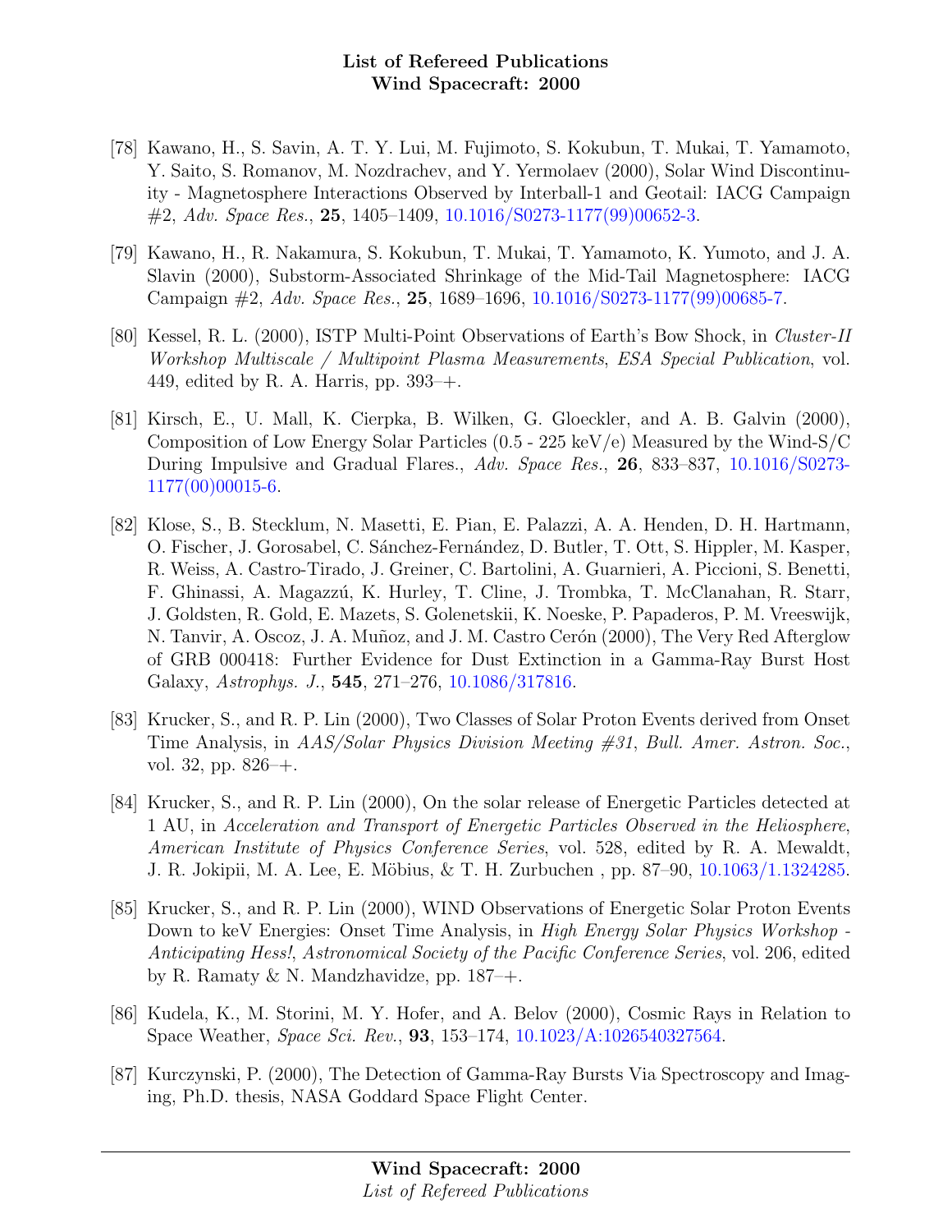- [78] Kawano, H., S. Savin, A. T. Y. Lui, M. Fujimoto, S. Kokubun, T. Mukai, T. Yamamoto, Y. Saito, S. Romanov, M. Nozdrachev, and Y. Yermolaev (2000), Solar Wind Discontinuity - Magnetosphere Interactions Observed by Interball-1 and Geotail: IACG Campaign #2, *Adv. Space Res.*, **25**, 1405–1409, 10.1016/S0273-1177(99)00652-3.

- [79] Kawano, H., R. Nakamura, S. Kokubun, T. Mukai, T. Yamamoto, K. Yumoto, and J. A. Slavin (2000), Substorm-Associated Shrinkage of the Mid-Tail Magnetosphere: IACG Campaign #2, *Adv. Space Res.*, **25**, 1689–1696, 10.1016/S0273-1177(99)00685-7.

- [80] Kessel, R. L. (2000), ISTP Multi-Point Observations of Earth's Bow Shock, in *Cluster-II Workshop Multiscale / Multipoint Plasma Measurements*, *ESA Special Publication*, vol. 449, edited by R. A. Harris, pp. 393–+.

- [81] Kirsch, E., U. Mall, K. Cierpka, B. Wilken, G. Gloeckler, and A. B. Galvin (2000), Composition of Low Energy Solar Particles (0.5 - 225 keV/e) Measured by the Wind-S/C During Impulsive and Gradual Flares., *Adv. Space Res.*, **26**, 833–837, 10.1016/S0273-1177(00)00015-6.

- [82] Klose, S., B. Stecklum, N. Masetti, E. Pian, E. Palazzi, A. A. Henden, D. H. Hartmann, O. Fischer, J. Gorosabel, C. Sánchez-Fernández, D. Butler, T. Ott, S. Hippler, M. Kasper, R. Weiss, A. Castro-Tirado, J. Greiner, C. Bartolini, A. Guarnieri, A. Piccioni, S. Benetti, F. Ghinassi, A. Magazzú, K. Hurley, T. Cline, J. Trombka, T. McClanahan, R. Starr, J. Goldsten, R. Gold, E. Mazets, S. Golenetskii, K. Noeske, P. Papaderos, P. M. Vreeswijk, N. Tanvir, A. Oscoz, J. A. Muñoz, and J. M. Castro Cerón (2000), The Very Red Afterglow of GRB 000418: Further Evidence for Dust Extinction in a Gamma-Ray Burst Host Galaxy, *Astrophys. J.*, **545**, 271–276, 10.1086/317816.

- [83] Krucker, S., and R. P. Lin (2000), Two Classes of Solar Proton Events derived from Onset Time Analysis, in *AAS/Solar Physics Division Meeting #31*, *Bull. Amer. Astron. Soc.*, vol. 32, pp. 826–+.

- [84] Krucker, S., and R. P. Lin (2000), On the solar release of Energetic Particles detected at 1 AU, in *Acceleration and Transport of Energetic Particles Observed in the Heliosphere*, *American Institute of Physics Conference Series*, vol. 528, edited by R. A. Mewaldt, J. R. Jokipii, M. A. Lee, E. Möbius, & T. H. Zurbuchen , pp. 87–90, 10.1063/1.1324285.

- [85] Krucker, S., and R. P. Lin (2000), WIND Observations of Energetic Solar Proton Events Down to keV Energies: Onset Time Analysis, in *High Energy Solar Physics Workshop - Anticipating Hess!*, *Astronomical Society of the Pacific Conference Series*, vol. 206, edited by R. Ramaty & N. Mandzhavidze, pp. 187–+.

- [86] Kudela, K., M. Storini, M. Y. Hofer, and A. Belov (2000), Cosmic Rays in Relation to Space Weather, *Space Sci. Rev.*, **93**, 153–174, 10.1023/A:1026540327564.

- [87] Kurczynski, P. (2000), The Detection of Gamma-Ray Bursts Via Spectroscopy and Imaging, Ph.D. thesis, NASA Goddard Space Flight Center.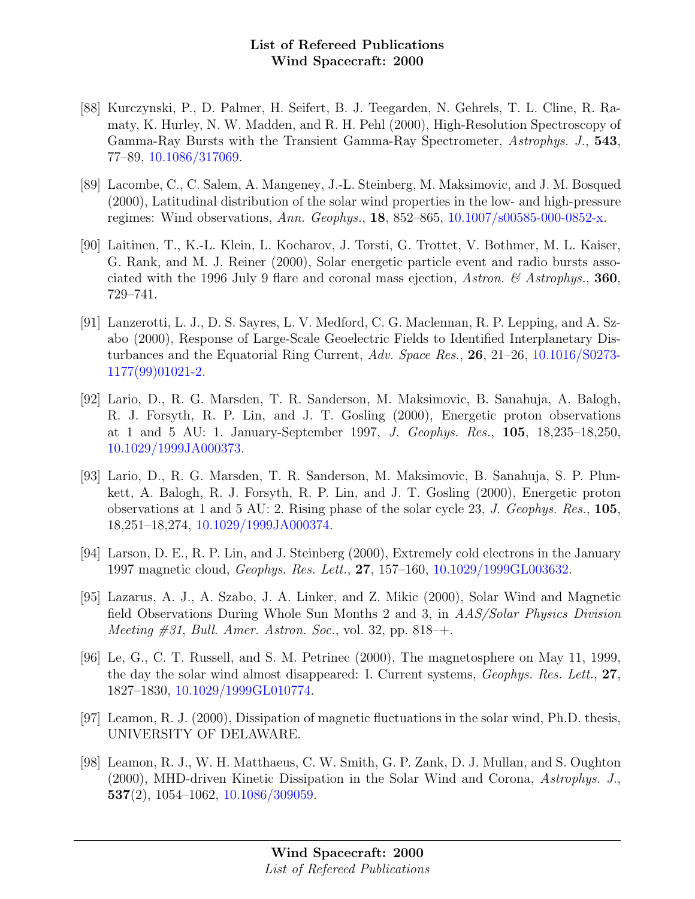[88] Kurczynski, P., D. Palmer, H. Seifert, B. J. Teegarden, N. Gehrels, T. L. Cline, R. Ramaty, K. Hurley, N. W. Madden, and R. H. Pehl (2000), High-Resolution Spectroscopy of Gamma-Ray Bursts with the Transient Gamma-Ray Spectrometer, *Astrophys. J.*, **543**, 77–89, 10.1086/317069.

[89] Lacombe, C., C. Salem, A. Mangeney, J.-L. Steinberg, M. Maksimovic, and J. M. Bosqued (2000), Latitudinal distribution of the solar wind properties in the low- and high-pressure regimes: Wind observations, *Ann. Geophys.*, **18**, 852–865, 10.1007/s00585-000-0852-x.

[90] Laitinen, T., K.-L. Klein, L. Kocharov, J. Torsti, G. Trottet, V. Bothmer, M. L. Kaiser, G. Rank, and M. J. Reiner (2000), Solar energetic particle event and radio bursts associated with the 1996 July 9 flare and coronal mass ejection, *Astron. & Astrophys.*, **360**, 729–741.

[91] Lanzerotti, L. J., D. S. Sayres, L. V. Medford, C. G. Maclennan, R. P. Lepping, and A. Szabo (2000), Response of Large-Scale Geoelectric Fields to Identified Interplanetary Disturbances and the Equatorial Ring Current, *Adv. Space Res.*, **26**, 21–26, 10.1016/S0273-1177(99)01021-2.

[92] Lario, D., R. G. Marsden, T. R. Sanderson, M. Maksimovic, B. Sanahuja, A. Balogh, R. J. Forsyth, R. P. Lin, and J. T. Gosling (2000), Energetic proton observations at 1 and 5 AU: 1. January-September 1997, *J. Geophys. Res.*, **105**, 18,235–18,250, 10.1029/1999JA000373.

[93] Lario, D., R. G. Marsden, T. R. Sanderson, M. Maksimovic, B. Sanahuja, S. P. Plunkett, A. Balogh, R. J. Forsyth, R. P. Lin, and J. T. Gosling (2000), Energetic proton observations at 1 and 5 AU: 2. Rising phase of the solar cycle 23, *J. Geophys. Res.*, **105**, 18,251–18,274, 10.1029/1999JA000374.

[94] Larson, D. E., R. P. Lin, and J. Steinberg (2000), Extremely cold electrons in the January 1997 magnetic cloud, *Geophys. Res. Lett.*, **27**, 157–160, 10.1029/1999GL003632.

[95] Lazarus, A. J., A. Szabo, J. A. Linker, and Z. Mikic (2000), Solar Wind and Magnetic field Observations During Whole Sun Months 2 and 3, in *AAS/Solar Physics Division Meeting #31*, *Bull. Amer. Astron. Soc.*, vol. 32, pp. 818–+.

[96] Le, G., C. T. Russell, and S. M. Petrinec (2000), The magnetosphere on May 11, 1999, the day the solar wind almost disappeared: I. Current systems, *Geophys. Res. Lett.*, **27**, 1827–1830, 10.1029/1999GL010774.

[97] Leamon, R. J. (2000), Dissipation of magnetic fluctuations in the solar wind, Ph.D. thesis, UNIVERSITY OF DELAWARE.

[98] Leamon, R. J., W. H. Matthaeus, C. W. Smith, G. P. Zank, D. J. Mullan, and S. Oughton (2000), MHD-driven Kinetic Dissipation in the Solar Wind and Corona, *Astrophys. J.*, **537**(2), 1054–1062, 10.1086/309059.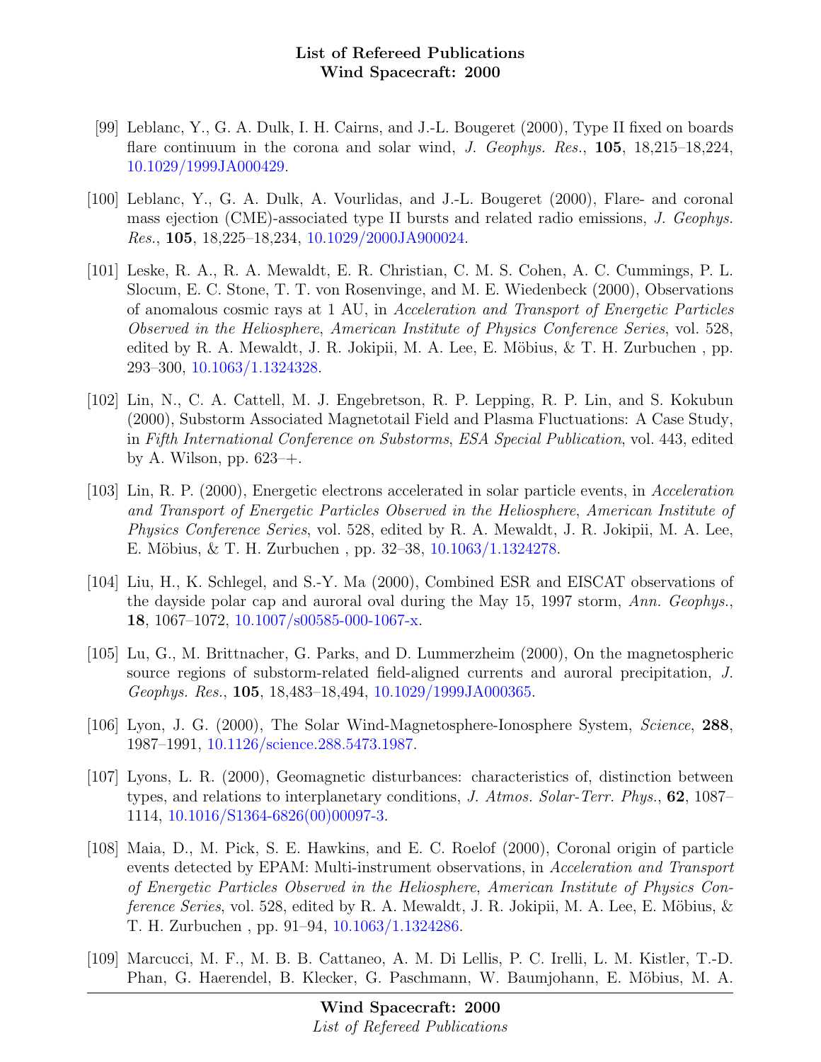[99] Leblanc, Y., G. A. Dulk, I. H. Cairns, and J.-L. Bougeret (2000), Type II fixed on boards flare continuum in the corona and solar wind, *J. Geophys. Res.*, **105**, 18,215–18,224, 10.1029/1999JA000429.

[100] Leblanc, Y., G. A. Dulk, A. Vourlidas, and J.-L. Bougeret (2000), Flare- and coronal mass ejection (CME)-associated type II bursts and related radio emissions, *J. Geophys. Res.*, **105**, 18,225–18,234, 10.1029/2000JA900024.

[101] Leske, R. A., R. A. Mewaldt, E. R. Christian, C. M. S. Cohen, A. C. Cummings, P. L. Slocum, E. C. Stone, T. T. von Rosenvinge, and M. E. Wiedenbeck (2000), Observations of anomalous cosmic rays at 1 AU, in *Acceleration and Transport of Energetic Particles Observed in the Heliosphere*, *American Institute of Physics Conference Series*, vol. 528, edited by R. A. Mewaldt, J. R. Jokipii, M. A. Lee, E. Möbius, & T. H. Zurbuchen , pp. 293–300, 10.1063/1.1324328.

[102] Lin, N., C. A. Cattell, M. J. Engebretson, R. P. Lepping, R. P. Lin, and S. Kokubun (2000), Substorm Associated Magnetotail Field and Plasma Fluctuations: A Case Study, in *Fifth International Conference on Substorms*, *ESA Special Publication*, vol. 443, edited by A. Wilson, pp. 623–+.

[103] Lin, R. P. (2000), Energetic electrons accelerated in solar particle events, in *Acceleration and Transport of Energetic Particles Observed in the Heliosphere*, *American Institute of Physics Conference Series*, vol. 528, edited by R. A. Mewaldt, J. R. Jokipii, M. A. Lee, E. Möbius, & T. H. Zurbuchen , pp. 32–38, 10.1063/1.1324278.

[104] Liu, H., K. Schlegel, and S.-Y. Ma (2000), Combined ESR and EISCAT observations of the dayside polar cap and auroral oval during the May 15, 1997 storm, *Ann. Geophys.*, **18**, 1067–1072, 10.1007/s00585-000-1067-x.

[105] Lu, G., M. Brittnacher, G. Parks, and D. Lummerzheim (2000), On the magnetospheric source regions of substorm-related field-aligned currents and auroral precipitation, *J. Geophys. Res.*, **105**, 18,483–18,494, 10.1029/1999JA000365.

[106] Lyon, J. G. (2000), The Solar Wind-Magnetosphere-Ionosphere System, *Science*, **288**, 1987–1991, 10.1126/science.288.5473.1987.

[107] Lyons, L. R. (2000), Geomagnetic disturbances: characteristics of, distinction between types, and relations to interplanetary conditions, *J. Atmos. Solar-Terr. Phys.*, **62**, 1087–1114, 10.1016/S1364-6826(00)00097-3.

[108] Maia, D., M. Pick, S. E. Hawkins, and E. C. Roelof (2000), Coronal origin of particle events detected by EPAM: Multi-instrument observations, in *Acceleration and Transport of Energetic Particles Observed in the Heliosphere*, *American Institute of Physics Conference Series*, vol. 528, edited by R. A. Mewaldt, J. R. Jokipii, M. A. Lee, E. Möbius, & T. H. Zurbuchen , pp. 91–94, 10.1063/1.1324286.

[109] Marcucci, M. F., M. B. B. Cattaneo, A. M. Di Lellis, P. C. Irelli, L. M. Kistler, T.-D. Phan, G. Haerendel, B. Klecker, G. Paschmann, W. Baumjohann, E. Möbius, M. A.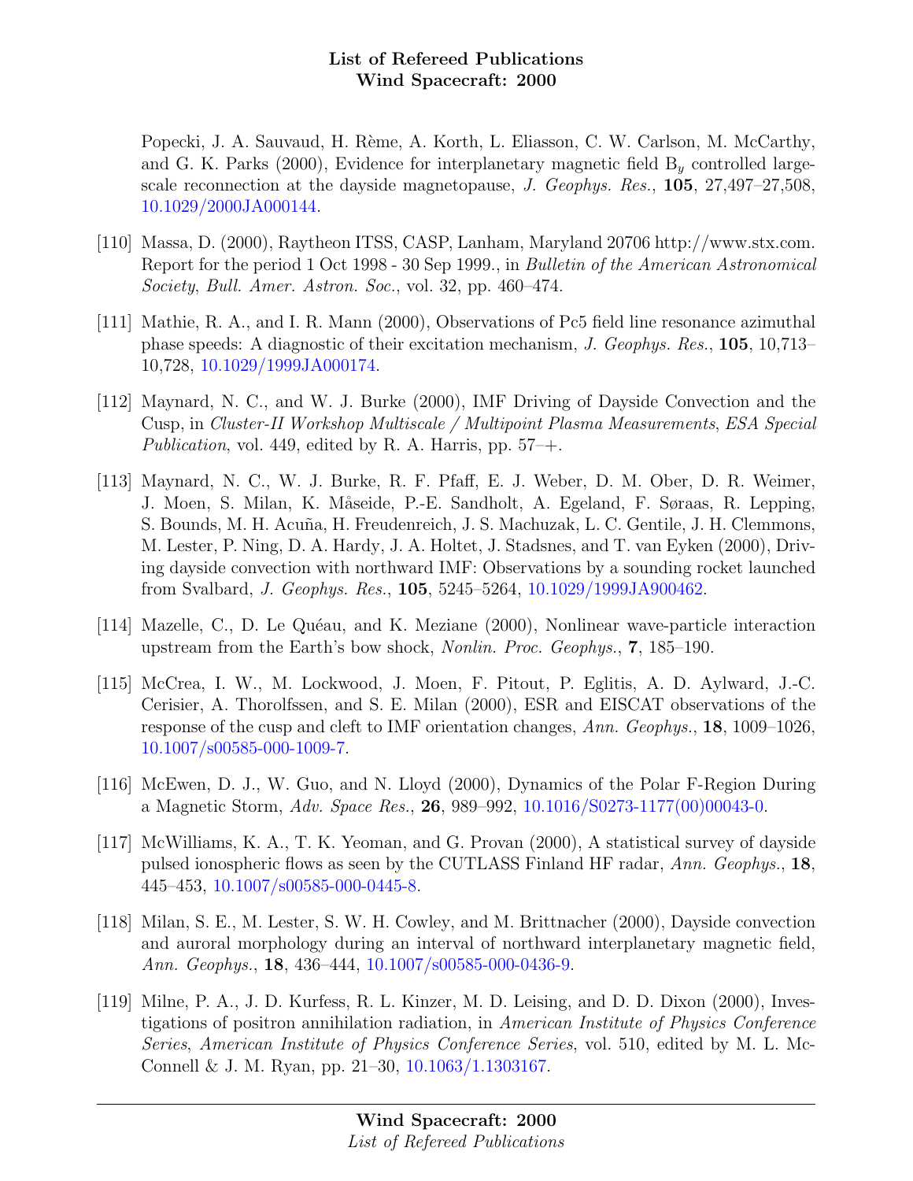Popecki, J. A. Sauvaud, H. Rème, A. Korth, L. Eliasson, C. W. Carlson, M. McCarthy, and G. K. Parks (2000), Evidence for interplanetary magnetic field $B_y$ controlled large-scale reconnection at the dayside magnetopause, *J. Geophys. Res.*, **105**, 27,497–27,508, 10.1029/2000JA000144.

[110] Massa, D. (2000), Raytheon ITSS, CASP, Lanham, Maryland 20706 http://www.stx.com. Report for the period 1 Oct 1998 - 30 Sep 1999., in *Bulletin of the American Astronomical Society*, *Bull. Amer. Astron. Soc.*, vol. 32, pp. 460–474.

[111] Mathie, R. A., and I. R. Mann (2000), Observations of Pc5 field line resonance azimuthal phase speeds: A diagnostic of their excitation mechanism, *J. Geophys. Res.*, **105**, 10,713–10,728, 10.1029/1999JA000174.

[112] Maynard, N. C., and W. J. Burke (2000), IMF Driving of Dayside Convection and the Cusp, in *Cluster-II Workshop Multiscale / Multipoint Plasma Measurements*, *ESA Special Publication*, vol. 449, edited by R. A. Harris, pp. 57–+.

[113] Maynard, N. C., W. J. Burke, R. F. Pfaff, E. J. Weber, D. M. Ober, D. R. Weimer, J. Moen, S. Milan, K. Måseide, P.-E. Sandholt, A. Egeland, F. Søraas, R. Lepping, S. Bounds, M. H. Acuña, H. Freudenreich, J. S. Machuzak, L. C. Gentile, J. H. Clemmons, M. Lester, P. Ning, D. A. Hardy, J. A. Holtet, J. Stadsnes, and T. van Eyken (2000), Driving dayside convection with northward IMF: Observations by a sounding rocket launched from Svalbard, *J. Geophys. Res.*, **105**, 5245–5264, 10.1029/1999JA900462.

[114] Mazelle, C., D. Le Quéau, and K. Meziane (2000), Nonlinear wave-particle interaction upstream from the Earth's bow shock, *Nonlin. Proc. Geophys.*, **7**, 185–190.

[115] McCrea, I. W., M. Lockwood, J. Moen, F. Pitout, P. Eglitis, A. D. Aylward, J.-C. Cerisier, A. Thorolfssen, and S. E. Milan (2000), ESR and EISCAT observations of the response of the cusp and cleft to IMF orientation changes, *Ann. Geophys.*, **18**, 1009–1026, 10.1007/s00585-000-1009-7.

[116] McEwen, D. J., W. Guo, and N. Lloyd (2000), Dynamics of the Polar F-Region During a Magnetic Storm, *Adv. Space Res.*, **26**, 989–992, 10.1016/S0273-1177(00)00043-0.

[117] McWilliams, K. A., T. K. Yeoman, and G. Provan (2000), A statistical survey of dayside pulsed ionospheric flows as seen by the CUTLASS Finland HF radar, *Ann. Geophys.*, **18**, 445–453, 10.1007/s00585-000-0445-8.

[118] Milan, S. E., M. Lester, S. W. H. Cowley, and M. Brittnacher (2000), Dayside convection and auroral morphology during an interval of northward interplanetary magnetic field, *Ann. Geophys.*, **18**, 436–444, 10.1007/s00585-000-0436-9.

[119] Milne, P. A., J. D. Kurfess, R. L. Kinzer, M. D. Leising, and D. D. Dixon (2000), Investigations of positron annihilation radiation, in *American Institute of Physics Conference Series*, *American Institute of Physics Conference Series*, vol. 510, edited by M. L. McConnell & J. M. Ryan, pp. 21–30, 10.1063/1.1303167.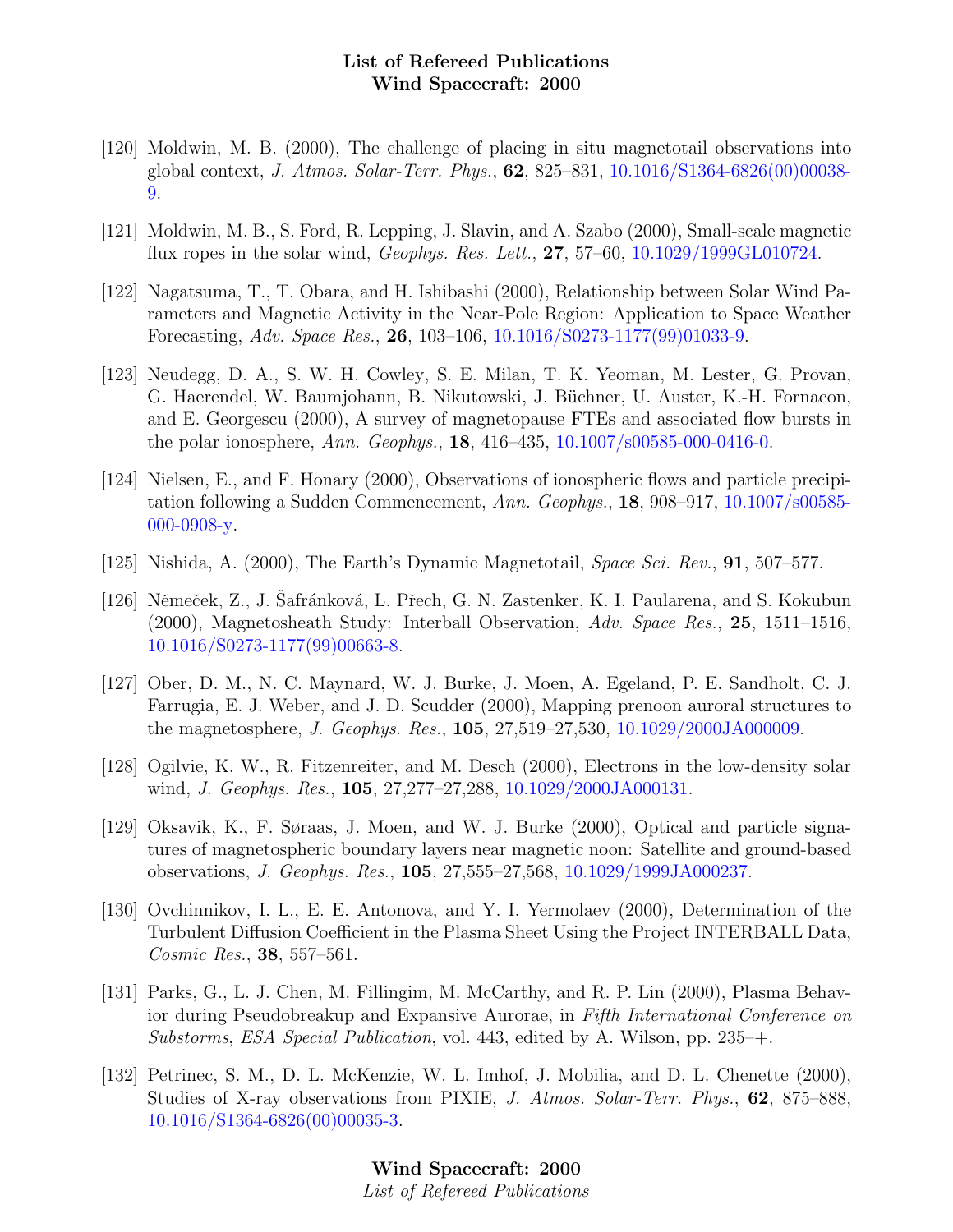[120] Moldwin, M. B. (2000), The challenge of placing in situ magnetotail observations into global context, *J. Atmos. Solar-Terr. Phys.*, **62**, 825–831, 10.1016/S1364-6826(00)00038-9.

[121] Moldwin, M. B., S. Ford, R. Lepping, J. Slavin, and A. Szabo (2000), Small-scale magnetic flux ropes in the solar wind, *Geophys. Res. Lett.*, **27**, 57–60, 10.1029/1999GL010724.

[122] Nagatsuma, T., T. Obara, and H. Ishibashi (2000), Relationship between Solar Wind Parameters and Magnetic Activity in the Near-Pole Region: Application to Space Weather Forecasting, *Adv. Space Res.*, **26**, 103–106, 10.1016/S0273-1177(99)01033-9.

[123] Neudegg, D. A., S. W. H. Cowley, S. E. Milan, T. K. Yeoman, M. Lester, G. Provan, G. Haerendel, W. Baumjohann, B. Nikutowski, J. Büchner, U. Auster, K.-H. Fornacon, and E. Georgescu (2000), A survey of magnetopause FTEs and associated flow bursts in the polar ionosphere, *Ann. Geophys.*, **18**, 416–435, 10.1007/s00585-000-0416-0.

[124] Nielsen, E., and F. Honary (2000), Observations of ionospheric flows and particle precipitation following a Sudden Commencement, *Ann. Geophys.*, **18**, 908–917, 10.1007/s00585-000-0908-y.

[125] Nishida, A. (2000), The Earth's Dynamic Magnetotail, *Space Sci. Rev.*, **91**, 507–577.

[126] Němeček, Z., J. Šafránková, L. Přech, G. N. Zastenker, K. I. Paularena, and S. Kokubun (2000), Magnetosheath Study: Interball Observation, *Adv. Space Res.*, **25**, 1511–1516, 10.1016/S0273-1177(99)00663-8.

[127] Ober, D. M., N. C. Maynard, W. J. Burke, J. Moen, A. Egeland, P. E. Sandholt, C. J. Farrugia, E. J. Weber, and J. D. Scudder (2000), Mapping prenoon auroral structures to the magnetosphere, *J. Geophys. Res.*, **105**, 27,519–27,530, 10.1029/2000JA000009.

[128] Ogilvie, K. W., R. Fitzenreiter, and M. Desch (2000), Electrons in the low-density solar wind, *J. Geophys. Res.*, **105**, 27,277–27,288, 10.1029/2000JA000131.

[129] Oksavik, K., F. Søraas, J. Moen, and W. J. Burke (2000), Optical and particle signatures of magnetospheric boundary layers near magnetic noon: Satellite and ground-based observations, *J. Geophys. Res.*, **105**, 27,555–27,568, 10.1029/1999JA000237.

[130] Ovchinnikov, I. L., E. E. Antonova, and Y. I. Yermolaev (2000), Determination of the Turbulent Diffusion Coefficient in the Plasma Sheet Using the Project INTERBALL Data, *Cosmic Res.*, **38**, 557–561.

[131] Parks, G., L. J. Chen, M. Fillingim, M. McCarthy, and R. P. Lin (2000), Plasma Behavior during Pseudobreakup and Expansive Aurorae, in *Fifth International Conference on Substorms*, *ESA Special Publication*, vol. 443, edited by A. Wilson, pp. 235–+.

[132] Petrinec, S. M., D. L. McKenzie, W. L. Imhof, J. Mobilia, and D. L. Chenette (2000), Studies of X-ray observations from PIXIE, *J. Atmos. Solar-Terr. Phys.*, **62**, 875–888, 10.1016/S1364-6826(00)00035-3.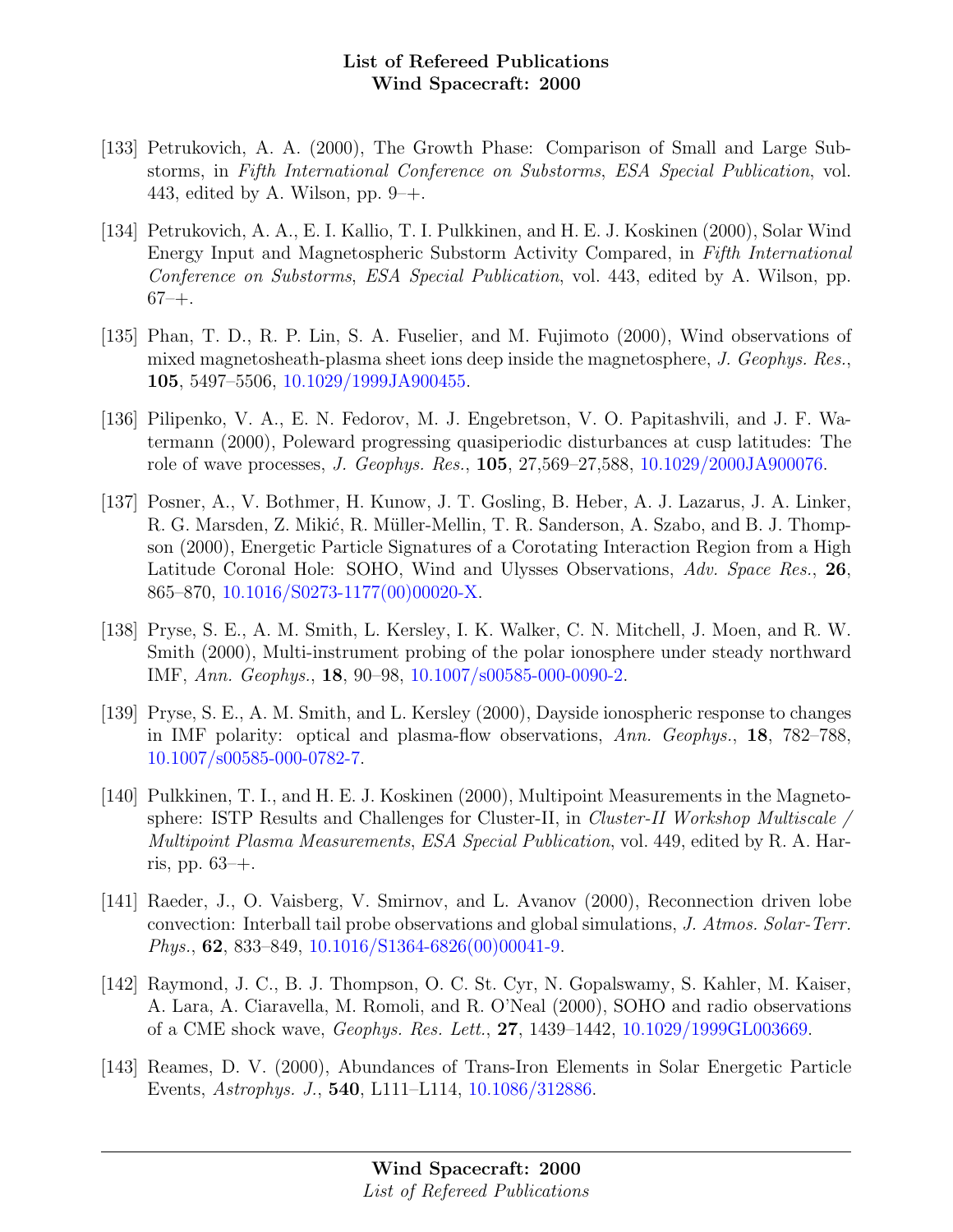[133] Petrukovich, A. A. (2000), The Growth Phase: Comparison of Small and Large Substorms, in *Fifth International Conference on Substorms*, *ESA Special Publication*, vol. 443, edited by A. Wilson, pp. 9–+.

[134] Petrukovich, A. A., E. I. Kallio, T. I. Pulkkinen, and H. E. J. Koskinen (2000), Solar Wind Energy Input and Magnetospheric Substorm Activity Compared, in *Fifth International Conference on Substorms*, *ESA Special Publication*, vol. 443, edited by A. Wilson, pp. 67–+.

[135] Phan, T. D., R. P. Lin, S. A. Fuselier, and M. Fujimoto (2000), Wind observations of mixed magnetosheath-plasma sheet ions deep inside the magnetosphere, *J. Geophys. Res.*, **105**, 5497–5506, 10.1029/1999JA900455.

[136] Pilipenko, V. A., E. N. Fedorov, M. J. Engebretson, V. O. Papitashvili, and J. F. Watermann (2000), Poleward progressing quasiperiodic disturbances at cusp latitudes: The role of wave processes, *J. Geophys. Res.*, **105**, 27,569–27,588, 10.1029/2000JA900076.

[137] Posner, A., V. Bothmer, H. Kunow, J. T. Gosling, B. Heber, A. J. Lazarus, J. A. Linker, R. G. Marsden, Z. Mikić, R. Müller-Mellin, T. R. Sanderson, A. Szabo, and B. J. Thompson (2000), Energetic Particle Signatures of a Corotating Interaction Region from a High Latitude Coronal Hole: SOHO, Wind and Ulysses Observations, *Adv. Space Res.*, **26**, 865–870, 10.1016/S0273-1177(00)00020-X.

[138] Pryse, S. E., A. M. Smith, L. Kersley, I. K. Walker, C. N. Mitchell, J. Moen, and R. W. Smith (2000), Multi-instrument probing of the polar ionosphere under steady northward IMF, *Ann. Geophys.*, **18**, 90–98, 10.1007/s00585-000-0090-2.

[139] Pryse, S. E., A. M. Smith, and L. Kersley (2000), Dayside ionospheric response to changes in IMF polarity: optical and plasma-flow observations, *Ann. Geophys.*, **18**, 782–788, 10.1007/s00585-000-0782-7.

[140] Pulkkinen, T. I., and H. E. J. Koskinen (2000), Multipoint Measurements in the Magnetosphere: ISTP Results and Challenges for Cluster-II, in *Cluster-II Workshop Multiscale / Multipoint Plasma Measurements*, *ESA Special Publication*, vol. 449, edited by R. A. Harris, pp. 63–+.

[141] Raeder, J., O. Vaisberg, V. Smirnov, and L. Avanov (2000), Reconnection driven lobe convection: Interball tail probe observations and global simulations, *J. Atmos. Solar-Terr. Phys.*, **62**, 833–849, 10.1016/S1364-6826(00)00041-9.

[142] Raymond, J. C., B. J. Thompson, O. C. St. Cyr, N. Gopalswamy, S. Kahler, M. Kaiser, A. Lara, A. Ciaravella, M. Romoli, and R. O'Neal (2000), SOHO and radio observations of a CME shock wave, *Geophys. Res. Lett.*, **27**, 1439–1442, 10.1029/1999GL003669.

[143] Reames, D. V. (2000), Abundances of Trans-Iron Elements in Solar Energetic Particle Events, *Astrophys. J.*, **540**, L111–L114, 10.1086/312886.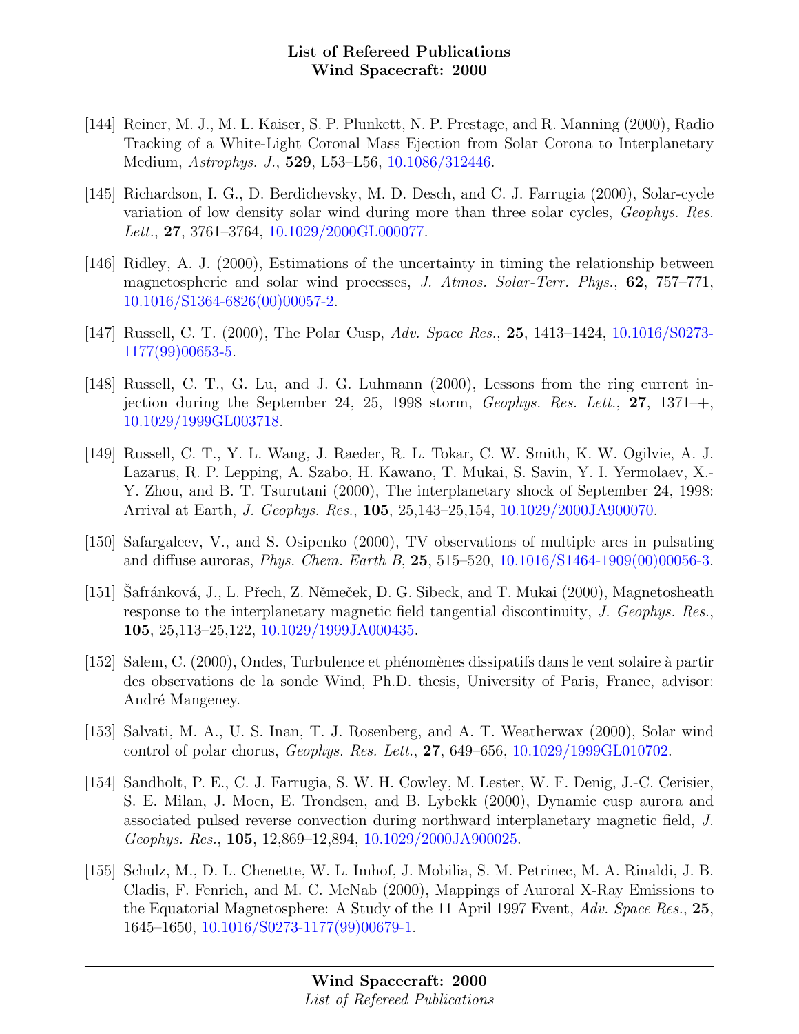[144] Reiner, M. J., M. L. Kaiser, S. P. Plunkett, N. P. Prestage, and R. Manning (2000), Radio Tracking of a White-Light Coronal Mass Ejection from Solar Corona to Interplanetary Medium, *Astrophys. J.*, **529**, L53–L56, 10.1086/312446.

[145] Richardson, I. G., D. Berdichevsky, M. D. Desch, and C. J. Farrugia (2000), Solar-cycle variation of low density solar wind during more than three solar cycles, *Geophys. Res. Lett.*, **27**, 3761–3764, 10.1029/2000GL000077.

[146] Ridley, A. J. (2000), Estimations of the uncertainty in timing the relationship between magnetospheric and solar wind processes, *J. Atmos. Solar-Terr. Phys.*, **62**, 757–771, 10.1016/S1364-6826(00)00057-2.

[147] Russell, C. T. (2000), The Polar Cusp, *Adv. Space Res.*, **25**, 1413–1424, 10.1016/S0273-1177(99)00653-5.

[148] Russell, C. T., G. Lu, and J. G. Luhmann (2000), Lessons from the ring current injection during the September 24, 25, 1998 storm, *Geophys. Res. Lett.*, **27**, 1371–+, 10.1029/1999GL003718.

[149] Russell, C. T., Y. L. Wang, J. Raeder, R. L. Tokar, C. W. Smith, K. W. Ogilvie, A. J. Lazarus, R. P. Lepping, A. Szabo, H. Kawano, T. Mukai, S. Savin, Y. I. Yermolaev, X.-Y. Zhou, and B. T. Tsurutani (2000), The interplanetary shock of September 24, 1998: Arrival at Earth, *J. Geophys. Res.*, **105**, 25,143–25,154, 10.1029/2000JA900070.

[150] Safargaleev, V., and S. Osipenko (2000), TV observations of multiple arcs in pulsating and diffuse auroras, *Phys. Chem. Earth B*, **25**, 515–520, 10.1016/S1464-1909(00)00056-3.

[151] Šafránková, J., L. Přech, Z. Němeček, D. G. Sibeck, and T. Mukai (2000), Magnetosheath response to the interplanetary magnetic field tangential discontinuity, *J. Geophys. Res.*, **105**, 25,113–25,122, 10.1029/1999JA000435.

[152] Salem, C. (2000), Ondes, Turbulence et phénomènes dissipatifs dans le vent solaire à partir des observations de la sonde Wind, Ph.D. thesis, University of Paris, France, advisor: André Mangeney.

[153] Salvati, M. A., U. S. Inan, T. J. Rosenberg, and A. T. Weatherwax (2000), Solar wind control of polar chorus, *Geophys. Res. Lett.*, **27**, 649–656, 10.1029/1999GL010702.

[154] Sandholt, P. E., C. J. Farrugia, S. W. H. Cowley, M. Lester, W. F. Denig, J.-C. Cerisier, S. E. Milan, J. Moen, E. Trondsen, and B. Lybekk (2000), Dynamic cusp aurora and associated pulsed reverse convection during northward interplanetary magnetic field, *J. Geophys. Res.*, **105**, 12,869–12,894, 10.1029/2000JA900025.

[155] Schulz, M., D. L. Chenette, W. L. Imhof, J. Mobilia, S. M. Petrinec, M. A. Rinaldi, J. B. Cladis, F. Fenrich, and M. C. McNab (2000), Mappings of Auroral X-Ray Emissions to the Equatorial Magnetosphere: A Study of the 11 April 1997 Event, *Adv. Space Res.*, **25**, 1645–1650, 10.1016/S0273-1177(99)00679-1.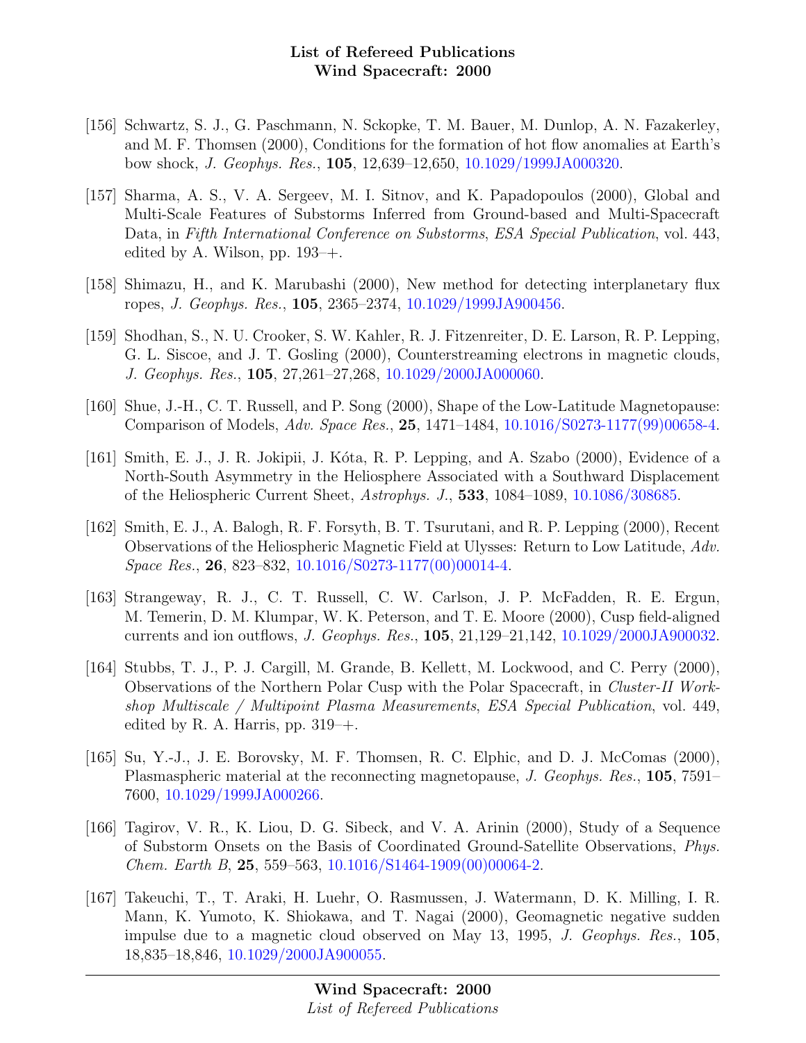[156] Schwartz, S. J., G. Paschmann, N. Sckopke, T. M. Bauer, M. Dunlop, A. N. Fazakerley, and M. F. Thomsen (2000), Conditions for the formation of hot flow anomalies at Earth's bow shock, *J. Geophys. Res.*, **105**, 12,639–12,650, 10.1029/1999JA000320.

[157] Sharma, A. S., V. A. Sergeev, M. I. Sitnov, and K. Papadopoulos (2000), Global and Multi-Scale Features of Substorms Inferred from Ground-based and Multi-Spacecraft Data, in *Fifth International Conference on Substorms*, *ESA Special Publication*, vol. 443, edited by A. Wilson, pp. 193–+.

[158] Shimazu, H., and K. Marubashi (2000), New method for detecting interplanetary flux ropes, *J. Geophys. Res.*, **105**, 2365–2374, 10.1029/1999JA900456.

[159] Shodhan, S., N. U. Crooker, S. W. Kahler, R. J. Fitzenreiter, D. E. Larson, R. P. Lepping, G. L. Siscoe, and J. T. Gosling (2000), Counterstreaming electrons in magnetic clouds, *J. Geophys. Res.*, **105**, 27,261–27,268, 10.1029/2000JA000060.

[160] Shue, J.-H., C. T. Russell, and P. Song (2000), Shape of the Low-Latitude Magnetopause: Comparison of Models, *Adv. Space Res.*, **25**, 1471–1484, 10.1016/S0273-1177(99)00658-4.

[161] Smith, E. J., J. R. Jokipii, J. Kóta, R. P. Lepping, and A. Szabo (2000), Evidence of a North-South Asymmetry in the Heliosphere Associated with a Southward Displacement of the Heliospheric Current Sheet, *Astrophys. J.*, **533**, 1084–1089, 10.1086/308685.

[162] Smith, E. J., A. Balogh, R. F. Forsyth, B. T. Tsurutani, and R. P. Lepping (2000), Recent Observations of the Heliospheric Magnetic Field at Ulysses: Return to Low Latitude, *Adv. Space Res.*, **26**, 823–832, 10.1016/S0273-1177(00)00014-4.

[163] Strangeway, R. J., C. T. Russell, C. W. Carlson, J. P. McFadden, R. E. Ergun, M. Temerin, D. M. Klumpar, W. K. Peterson, and T. E. Moore (2000), Cusp field-aligned currents and ion outflows, *J. Geophys. Res.*, **105**, 21,129–21,142, 10.1029/2000JA900032.

[164] Stubbs, T. J., P. J. Cargill, M. Grande, B. Kellett, M. Lockwood, and C. Perry (2000), Observations of the Northern Polar Cusp with the Polar Spacecraft, in *Cluster-II Workshop Multiscale / Multipoint Plasma Measurements*, *ESA Special Publication*, vol. 449, edited by R. A. Harris, pp. 319–+.

[165] Su, Y.-J., J. E. Borovsky, M. F. Thomsen, R. C. Elphic, and D. J. McComas (2000), Plasmaspheric material at the reconnecting magnetopause, *J. Geophys. Res.*, **105**, 7591–7600, 10.1029/1999JA000266.

[166] Tagirov, V. R., K. Liou, D. G. Sibeck, and V. A. Arinin (2000), Study of a Sequence of Substorm Onsets on the Basis of Coordinated Ground-Satellite Observations, *Phys. Chem. Earth B*, **25**, 559–563, 10.1016/S1464-1909(00)00064-2.

[167] Takeuchi, T., T. Araki, H. Luehr, O. Rasmussen, J. Watermann, D. K. Milling, I. R. Mann, K. Yumoto, K. Shiokawa, and T. Nagai (2000), Geomagnetic negative sudden impulse due to a magnetic cloud observed on May 13, 1995, *J. Geophys. Res.*, **105**, 18,835–18,846, 10.1029/2000JA900055.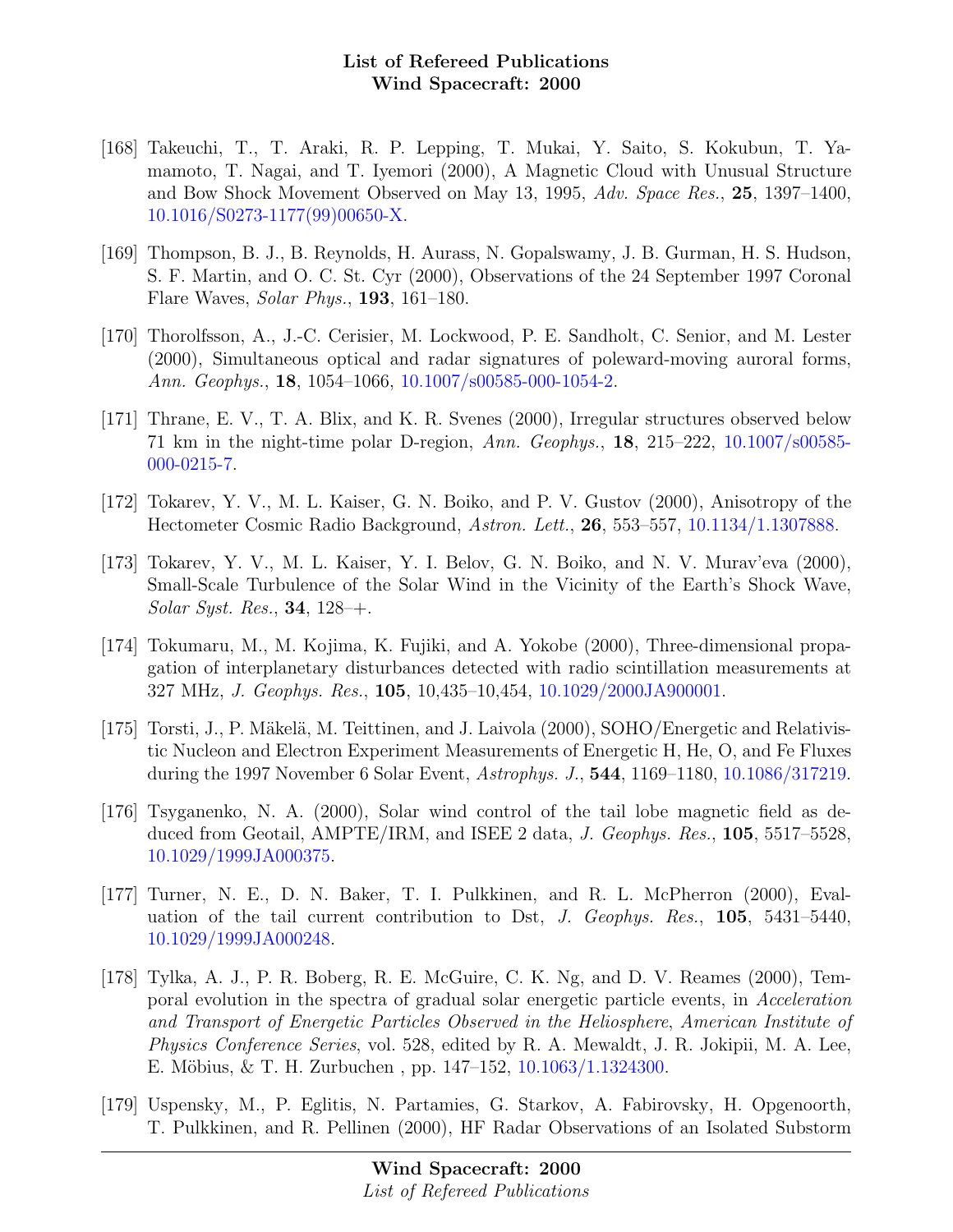[168] Takeuchi, T., T. Araki, R. P. Lepping, T. Mukai, Y. Saito, S. Kokubun, T. Yamamoto, T. Nagai, and T. Iyemori (2000), A Magnetic Cloud with Unusual Structure and Bow Shock Movement Observed on May 13, 1995, *Adv. Space Res.*, **25**, 1397–1400, 10.1016/S0273-1177(99)00650-X.

[169] Thompson, B. J., B. Reynolds, H. Aurass, N. Gopalswamy, J. B. Gurman, H. S. Hudson, S. F. Martin, and O. C. St. Cyr (2000), Observations of the 24 September 1997 Coronal Flare Waves, *Solar Phys.*, **193**, 161–180.

[170] Thorolfsson, A., J.-C. Cerisier, M. Lockwood, P. E. Sandholt, C. Senior, and M. Lester (2000), Simultaneous optical and radar signatures of poleward-moving auroral forms, *Ann. Geophys.*, **18**, 1054–1066, 10.1007/s00585-000-1054-2.

[171] Thrane, E. V., T. A. Blix, and K. R. Svenes (2000), Irregular structures observed below 71 km in the night-time polar D-region, *Ann. Geophys.*, **18**, 215–222, 10.1007/s00585-000-0215-7.

[172] Tokarev, Y. V., M. L. Kaiser, G. N. Boiko, and P. V. Gustov (2000), Anisotropy of the Hectometer Cosmic Radio Background, *Astron. Lett.*, **26**, 553–557, 10.1134/1.1307888.

[173] Tokarev, Y. V., M. L. Kaiser, Y. I. Belov, G. N. Boiko, and N. V. Murav'eva (2000), Small-Scale Turbulence of the Solar Wind in the Vicinity of the Earth's Shock Wave, *Solar Syst. Res.*, **34**, 128–+.

[174] Tokumaru, M., M. Kojima, K. Fujiki, and A. Yokobe (2000), Three-dimensional propagation of interplanetary disturbances detected with radio scintillation measurements at 327 MHz, *J. Geophys. Res.*, **105**, 10,435–10,454, 10.1029/2000JA900001.

[175] Torsti, J., P. Mäkelä, M. Teittinen, and J. Laivola (2000), SOHO/Energetic and Relativistic Nucleon and Electron Experiment Measurements of Energetic H, He, O, and Fe Fluxes during the 1997 November 6 Solar Event, *Astrophys. J.*, **544**, 1169–1180, 10.1086/317219.

[176] Tsyganenko, N. A. (2000), Solar wind control of the tail lobe magnetic field as deduced from Geotail, AMPTE/IRM, and ISEE 2 data, *J. Geophys. Res.*, **105**, 5517–5528, 10.1029/1999JA000375.

[177] Turner, N. E., D. N. Baker, T. I. Pulkkinen, and R. L. McPherron (2000), Evaluation of the tail current contribution to Dst, *J. Geophys. Res.*, **105**, 5431–5440, 10.1029/1999JA000248.

[178] Tylka, A. J., P. R. Boberg, R. E. McGuire, C. K. Ng, and D. V. Reames (2000), Temporal evolution in the spectra of gradual solar energetic particle events, in *Acceleration and Transport of Energetic Particles Observed in the Heliosphere*, *American Institute of Physics Conference Series*, vol. 528, edited by R. A. Mewaldt, J. R. Jokipii, M. A. Lee, E. Möbius, & T. H. Zurbuchen , pp. 147–152, 10.1063/1.1324300.

[179] Uspensky, M., P. Eglitis, N. Partamies, G. Starkov, A. Fabirovsky, H. Opgenoorth, T. Pulkkinen, and R. Pellinen (2000), HF Radar Observations of an Isolated Substorm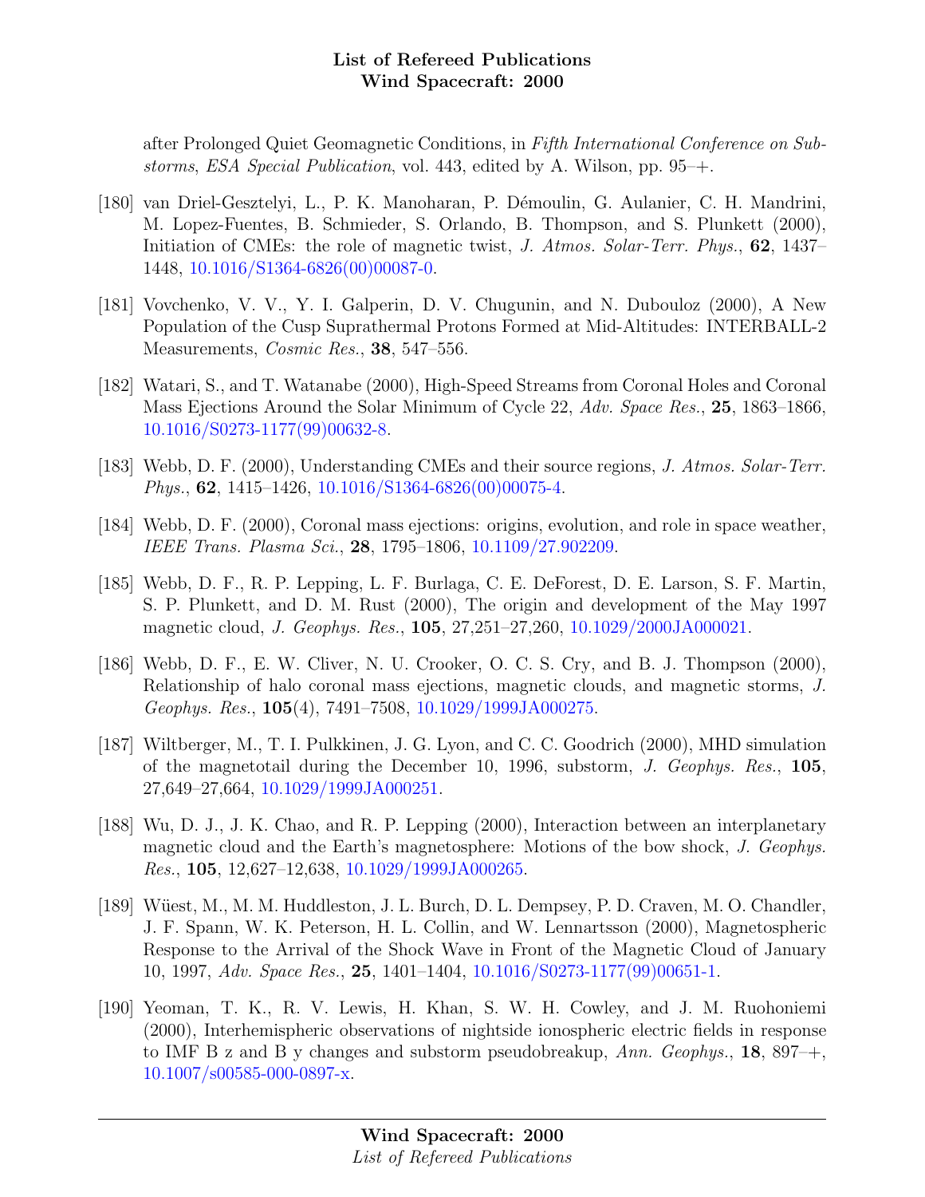after Prolonged Quiet Geomagnetic Conditions, in *Fifth International Conference on Substorms, ESA Special Publication*, vol. 443, edited by A. Wilson, pp. 95–+.

[180] van Driel-Gesztelyi, L., P. K. Manoharan, P. Démoulin, G. Aulanier, C. H. Mandrini, M. Lopez-Fuentes, B. Schmieder, S. Orlando, B. Thompson, and S. Plunkett (2000), Initiation of CMEs: the role of magnetic twist, *J. Atmos. Solar-Terr. Phys.*, **62**, 1437–1448, 10.1016/S1364-6826(00)00087-0.

[181] Vovchenko, V. V., Y. I. Galperin, D. V. Chugunin, and N. Dubouloz (2000), A New Population of the Cusp Suprathermal Protons Formed at Mid-Altitudes: INTERBALL-2 Measurements, *Cosmic Res.*, **38**, 547–556.

[182] Watari, S., and T. Watanabe (2000), High-Speed Streams from Coronal Holes and Coronal Mass Ejections Around the Solar Minimum of Cycle 22, *Adv. Space Res.*, **25**, 1863–1866, 10.1016/S0273-1177(99)00632-8.

[183] Webb, D. F. (2000), Understanding CMEs and their source regions, *J. Atmos. Solar-Terr. Phys.*, **62**, 1415–1426, 10.1016/S1364-6826(00)00075-4.

[184] Webb, D. F. (2000), Coronal mass ejections: origins, evolution, and role in space weather, *IEEE Trans. Plasma Sci.*, **28**, 1795–1806, 10.1109/27.902209.

[185] Webb, D. F., R. P. Lepping, L. F. Burlaga, C. E. DeForest, D. E. Larson, S. F. Martin, S. P. Plunkett, and D. M. Rust (2000), The origin and development of the May 1997 magnetic cloud, *J. Geophys. Res.*, **105**, 27,251–27,260, 10.1029/2000JA000021.

[186] Webb, D. F., E. W. Cliver, N. U. Crooker, O. C. S. Cry, and B. J. Thompson (2000), Relationship of halo coronal mass ejections, magnetic clouds, and magnetic storms, *J. Geophys. Res.*, **105**(4), 7491–7508, 10.1029/1999JA000275.

[187] Wiltberger, M., T. I. Pulkkinen, J. G. Lyon, and C. C. Goodrich (2000), MHD simulation of the magnetotail during the December 10, 1996, substorm, *J. Geophys. Res.*, **105**, 27,649–27,664, 10.1029/1999JA000251.

[188] Wu, D. J., J. K. Chao, and R. P. Lepping (2000), Interaction between an interplanetary magnetic cloud and the Earth's magnetosphere: Motions of the bow shock, *J. Geophys. Res.*, **105**, 12,627–12,638, 10.1029/1999JA000265.

[189] Wüest, M., M. M. Huddleston, J. L. Burch, D. L. Dempsey, P. D. Craven, M. O. Chandler, J. F. Spann, W. K. Peterson, H. L. Collin, and W. Lennartsson (2000), Magnetospheric Response to the Arrival of the Shock Wave in Front of the Magnetic Cloud of January 10, 1997, *Adv. Space Res.*, **25**, 1401–1404, 10.1016/S0273-1177(99)00651-1.

[190] Yeoman, T. K., R. V. Lewis, H. Khan, S. W. H. Cowley, and J. M. Ruohoniemi (2000), Interhemispheric observations of nightside ionospheric electric fields in response to IMF B z and B y changes and substorm pseudobreakup, *Ann. Geophys.*, **18**, 897–+, 10.1007/s00585-000-0897-x.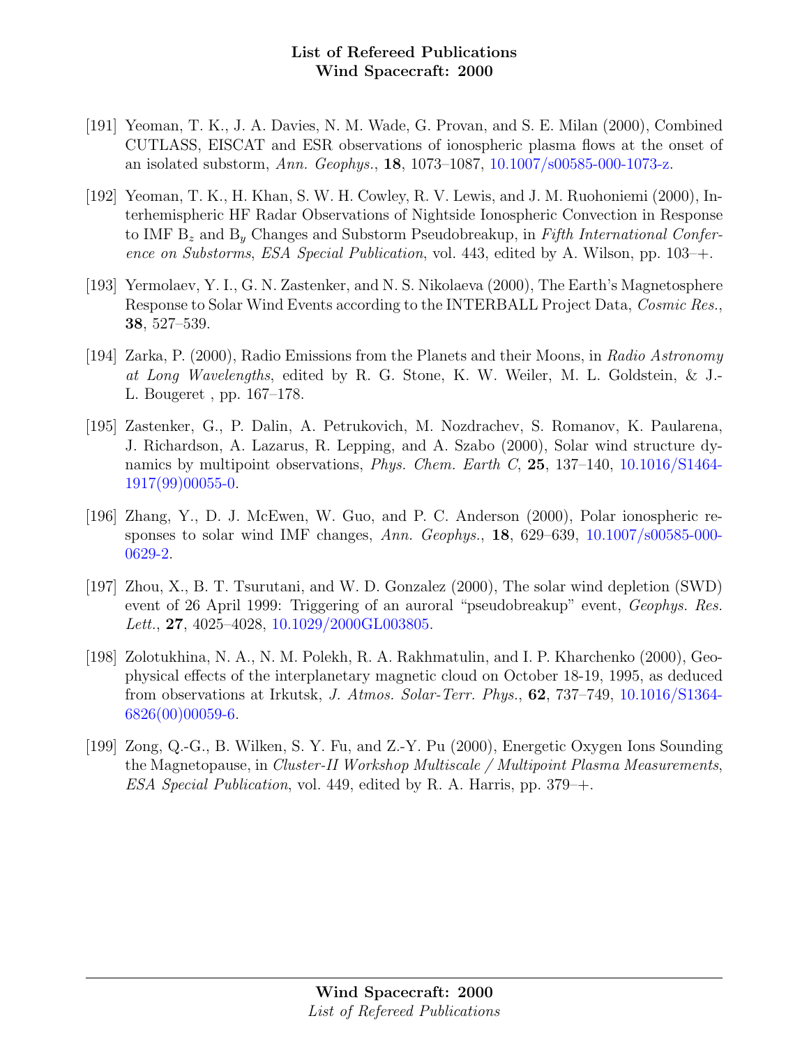[191] Yeoman, T. K., J. A. Davies, N. M. Wade, G. Provan, and S. E. Milan (2000), Combined CUTLASS, EISCAT and ESR observations of ionospheric plasma flows at the onset of an isolated substorm, *Ann. Geophys.*, **18**, 1073–1087, 10.1007/s00585-000-1073-z.

[192] Yeoman, T. K., H. Khan, S. W. H. Cowley, R. V. Lewis, and J. M. Ruohoniemi (2000), Interhemispheric HF Radar Observations of Nightside Ionospheric Convection in Response to IMF $B_z$ and $B_y$ Changes and Substorm Pseudobreakup, in *Fifth International Conference on Substorms*, *ESA Special Publication*, vol. 443, edited by A. Wilson, pp. 103–+.

[193] Yermolaev, Y. I., G. N. Zastenker, and N. S. Nikolaeva (2000), The Earth's Magnetosphere Response to Solar Wind Events according to the INTERBALL Project Data, *Cosmic Res.*, **38**, 527–539.

[194] Zarka, P. (2000), Radio Emissions from the Planets and their Moons, in *Radio Astronomy at Long Wavelengths*, edited by R. G. Stone, K. W. Weiler, M. L. Goldstein, & J.-L. Bougeret , pp. 167–178.

[195] Zastenker, G., P. Dalin, A. Petrukovich, M. Nozdrachev, S. Romanov, K. Paularena, J. Richardson, A. Lazarus, R. Lepping, and A. Szabo (2000), Solar wind structure dynamics by multipoint observations, *Phys. Chem. Earth C*, **25**, 137–140, 10.1016/S1464-1917(99)00055-0.

[196] Zhang, Y., D. J. McEwen, W. Guo, and P. C. Anderson (2000), Polar ionospheric responses to solar wind IMF changes, *Ann. Geophys.*, **18**, 629–639, 10.1007/s00585-000-0629-2.

[197] Zhou, X., B. T. Tsurutani, and W. D. Gonzalez (2000), The solar wind depletion (SWD) event of 26 April 1999: Triggering of an auroral "pseudobreakup" event, *Geophys. Res. Lett.*, **27**, 4025–4028, 10.1029/2000GL003805.

[198] Zolotukhina, N. A., N. M. Polekh, R. A. Rakhmatulin, and I. P. Kharchenko (2000), Geophysical effects of the interplanetary magnetic cloud on October 18-19, 1995, as deduced from observations at Irkutsk, *J. Atmos. Solar-Terr. Phys.*, **62**, 737–749, 10.1016/S1364-6826(00)00059-6.

[199] Zong, Q.-G., B. Wilken, S. Y. Fu, and Z.-Y. Pu (2000), Energetic Oxygen Ions Sounding the Magnetopause, in *Cluster-II Workshop Multiscale / Multipoint Plasma Measurements*, *ESA Special Publication*, vol. 449, edited by R. A. Harris, pp. 379–+.